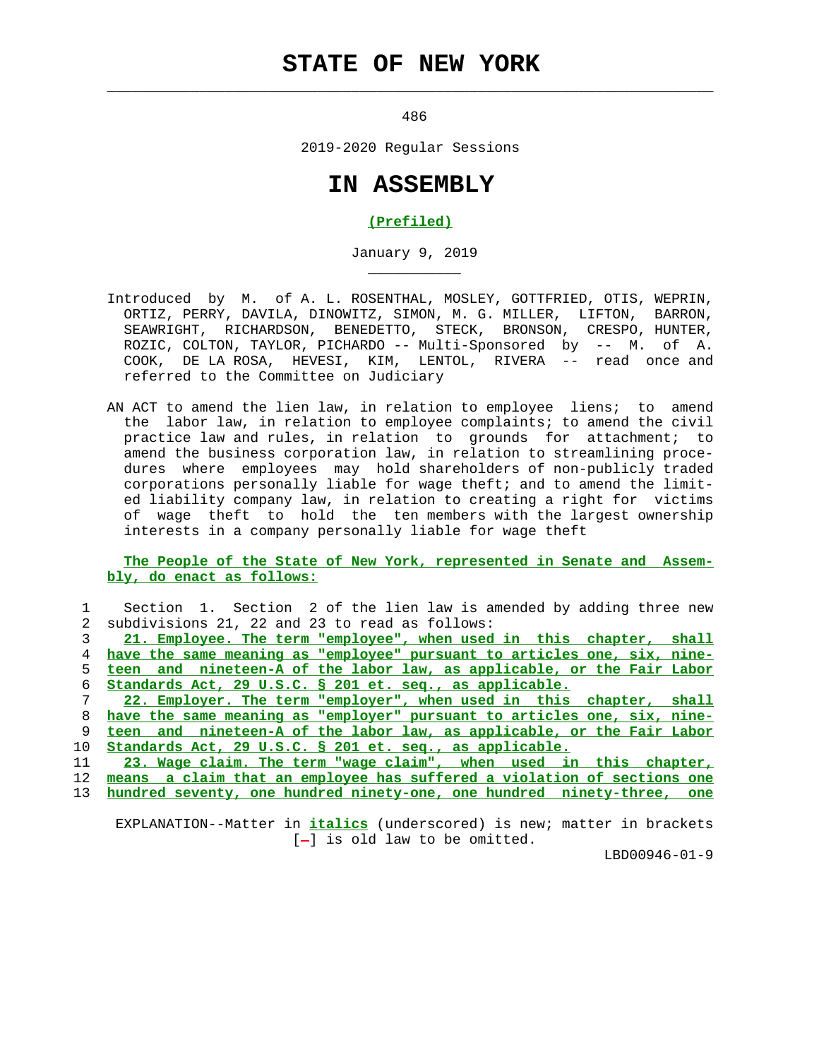# STATE OF NEW YORK

486

2019-2020 Regular Sessions

# IN ASSEMBLY

**(Prefiled)**

January 9, 2019

Introduced by M. of A. L. ROSENTHAL, MOSLEY, GOTTFRIED, OTIS, WEPRIN, ORTIZ, PERRY, DAVILA, DINOWITZ, SIMON, M. G. MILLER, LIFTON, BARRON, SEAWRIGHT, RICHARDSON, BENEDETTO, STECK, BRONSON, CRESPO, HUNTER, ROZIC, COLTON, TAYLOR, PICHARDO -- Multi-Sponsored by -- M. of A. COOK, DE LA ROSA, HEVESI, KIM, LENTOL, RIVERA -- read once and referred to the Committee on Judiciary

AN ACT to amend the lien law, in relation to employee liens; to amend the labor law, in relation to employee complaints; to amend the civil practice law and rules, in relation to grounds for attachment; to amend the business corporation law, in relation to streamlining procedures where employees may hold shareholders of non-publicly traded corporations personally liable for wage theft; and to amend the limited liability company law, in relation to creating a right for victims of wage theft to hold the ten members with the largest ownership interests in a company personally liable for wage theft

**The People of the State of New York, represented in Senate and Assembly, do enact as follows:**

1 Section 1. Section 2 of the lien law is amended by adding three new
2 subdivisions 21, 22 and 23 to read as follows:
3 **21. Employee. The term "employee", when used in this chapter, shall**
4 **have the same meaning as "employee" pursuant to articles one, six, nine-**
5 **teen and nineteen-A of the labor law, as applicable, or the Fair Labor**
6 **Standards Act, 29 U.S.C. § 201 et. seq., as applicable.**
7 **22. Employer. The term "employer", when used in this chapter, shall**
8 **have the same meaning as "employer" pursuant to articles one, six, nine-**
9 **teen and nineteen-A of the labor law, as applicable, or the Fair Labor**
10 **Standards Act, 29 U.S.C. § 201 et. seq., as applicable.**
11 **23. Wage claim. The term "wage claim", when used in this chapter,**
12 **means a claim that an employee has suffered a violation of sections one**
13 **hundred seventy, one hundred ninety-one, one hundred ninety-three, one**

EXPLANATION--Matter in ***italics*** (underscored) is new; matter in brackets [-] is old law to be omitted.

LBD00946-01-9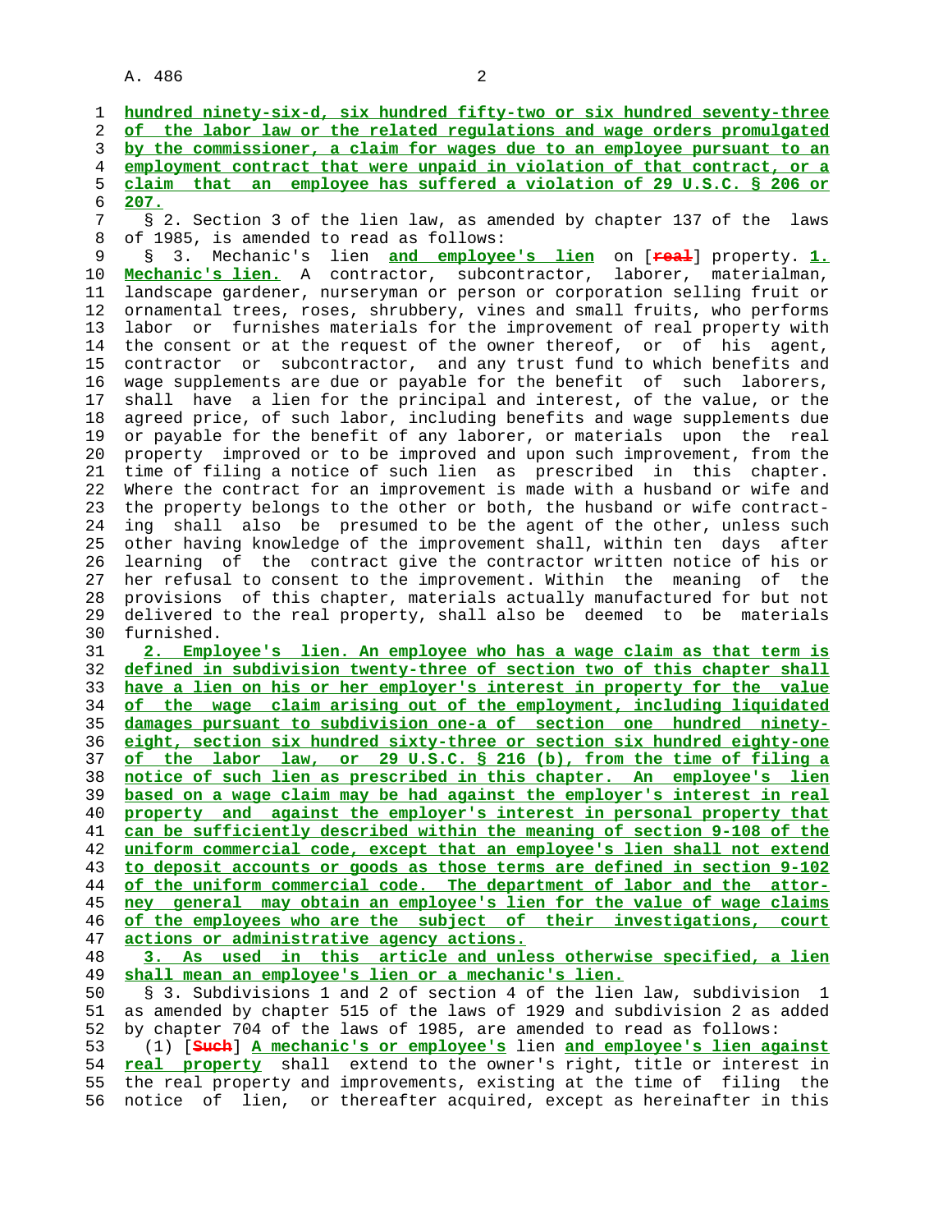hundred ninety-six-d, six hundred fifty-two or six hundred seventy-three of the labor law or the related regulations and wage orders promulgated by the commissioner, a claim for wages due to an employee pursuant to an employment contract that were unpaid in violation of that contract, or a claim that an employee has suffered a violation of 29 U.S.C. § 206 or 207.

§ 2. Section 3 of the lien law, as amended by chapter 137 of the laws of 1985, is amended to read as follows:

§ 3. Mechanic's lien and employee's lien on [real] property. 1. Mechanic's lien. A contractor, subcontractor, laborer, materialman, landscape gardener, nurseryman or person or corporation selling fruit or ornamental trees, roses, shrubbery, vines and small fruits, who performs labor or furnishes materials for the improvement of real property with the consent or at the request of the owner thereof, or of his agent, contractor or subcontractor, and any trust fund to which benefits and wage supplements are due or payable for the benefit of such laborers, shall have a lien for the principal and interest, of the value, or the agreed price, of such labor, including benefits and wage supplements due or payable for the benefit of any laborer, or materials upon the real property improved or to be improved and upon such improvement, from the time of filing a notice of such lien as prescribed in this chapter. Where the contract for an improvement is made with a husband or wife and the property belongs to the other or both, the husband or wife contracting shall also be presumed to be the agent of the other, unless such other having knowledge of the improvement shall, within ten days after learning of the contract give the contractor written notice of his or her refusal to consent to the improvement. Within the meaning of the provisions of this chapter, materials actually manufactured for but not delivered to the real property, shall also be deemed to be materials furnished.

2. Employee's lien. An employee who has a wage claim as that term is defined in subdivision twenty-three of section two of this chapter shall have a lien on his or her employer's interest in property for the value of the wage claim arising out of the employment, including liquidated damages pursuant to subdivision one-a of section one hundred ninety-eight, section six hundred sixty-three or section six hundred eighty-one of the labor law, or 29 U.S.C. § 216 (b), from the time of filing a notice of such lien as prescribed in this chapter. An employee's lien based on a wage claim may be had against the employer's interest in real property and against the employer's interest in personal property that can be sufficiently described within the meaning of section 9-108 of the uniform commercial code, except that an employee's lien shall not extend to deposit accounts or goods as those terms are defined in section 9-102 of the uniform commercial code. The department of labor and the attorney general may obtain an employee's lien for the value of wage claims of the employees who are the subject of their investigations, court actions or administrative agency actions.

3. As used in this article and unless otherwise specified, a lien shall mean an employee's lien or a mechanic's lien.

§ 3. Subdivisions 1 and 2 of section 4 of the lien law, subdivision 1 as amended by chapter 515 of the laws of 1929 and subdivision 2 as added by chapter 704 of the laws of 1985, are amended to read as follows:

(1) [Such] A mechanic's or employee's lien and employee's lien against real property shall extend to the owner's right, title or interest in the real property and improvements, existing at the time of filing the notice of lien, or thereafter acquired, except as hereinafter in this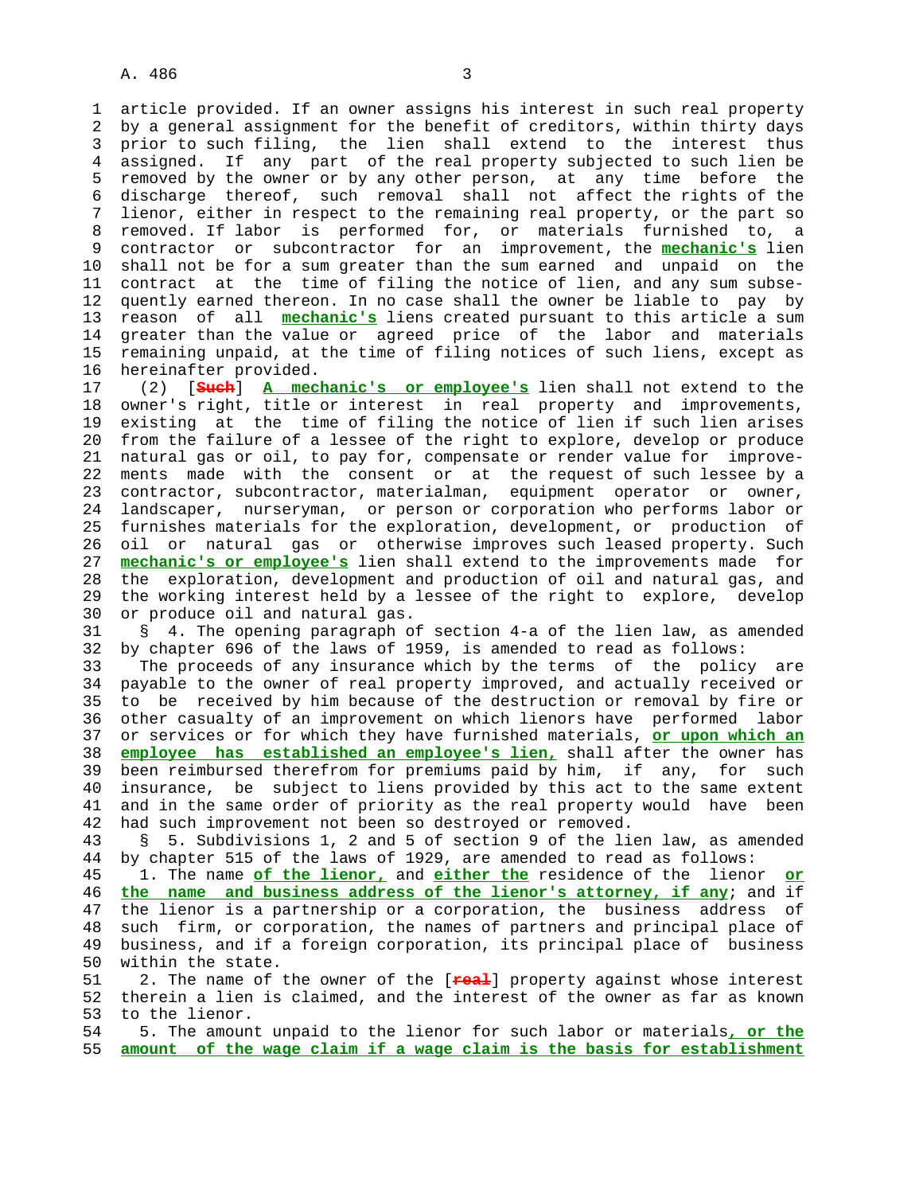article provided. If an owner assigns his interest in such real property by a general assignment for the benefit of creditors, within thirty days prior to such filing, the lien shall extend to the interest thus assigned. If any part of the real property subjected to such lien be removed by the owner or by any other person, at any time before the discharge thereof, such removal shall not affect the rights of the lienor, either in respect to the remaining real property, or the part so removed. If labor is performed for, or materials furnished to, a contractor or subcontractor for an improvement, the **mechanic's** lien shall not be for a sum greater than the sum earned and unpaid on the contract at the time of filing the notice of lien, and any sum subsequently earned thereon. In no case shall the owner be liable to pay by reason of all **mechanic's** liens created pursuant to this article a sum greater than the value or agreed price of the labor and materials remaining unpaid, at the time of filing notices of such liens, except as hereinafter provided.

(2) [~~Such~~] **A mechanic's or employee's** lien shall not extend to the owner's right, title or interest in real property and improvements, existing at the time of filing the notice of lien if such lien arises from the failure of a lessee of the right to explore, develop or produce natural gas or oil, to pay for, compensate or render value for improvements made with the consent or at the request of such lessee by a contractor, subcontractor, materialman, equipment operator or owner, landscaper, nurseryman, or person or corporation who performs labor or furnishes materials for the exploration, development, or production of oil or natural gas or otherwise improves such leased property. Such **mechanic's or employee's** lien shall extend to the improvements made for the exploration, development and production of oil and natural gas, and the working interest held by a lessee of the right to explore, develop or produce oil and natural gas.

§ 4. The opening paragraph of section 4-a of the lien law, as amended by chapter 696 of the laws of 1959, is amended to read as follows:

The proceeds of any insurance which by the terms of the policy are payable to the owner of real property improved, and actually received or to be received by him because of the destruction or removal by fire or other casualty of an improvement on which lienors have performed labor or services or for which they have furnished materials, **or upon which an employee has established an employee's lien,** shall after the owner has been reimbursed therefrom for premiums paid by him, if any, for such insurance, be subject to liens provided by this act to the same extent and in the same order of priority as the real property would have been had such improvement not been so destroyed or removed.

§ 5. Subdivisions 1, 2 and 5 of section 9 of the lien law, as amended by chapter 515 of the laws of 1929, are amended to read as follows:

1. The name **of the lienor,** and **either the** residence of the lienor **or the name and business address of the lienor's attorney, if any**; and if the lienor is a partnership or a corporation, the business address of such firm, or corporation, the names of partners and principal place of business, and if a foreign corporation, its principal place of business within the state.

2. The name of the owner of the [~~real~~] property against whose interest therein a lien is claimed, and the interest of the owner as far as known to the lienor.

5. The amount unpaid to the lienor for such labor or materials**, or the amount of the wage claim if a wage claim is the basis for establishment**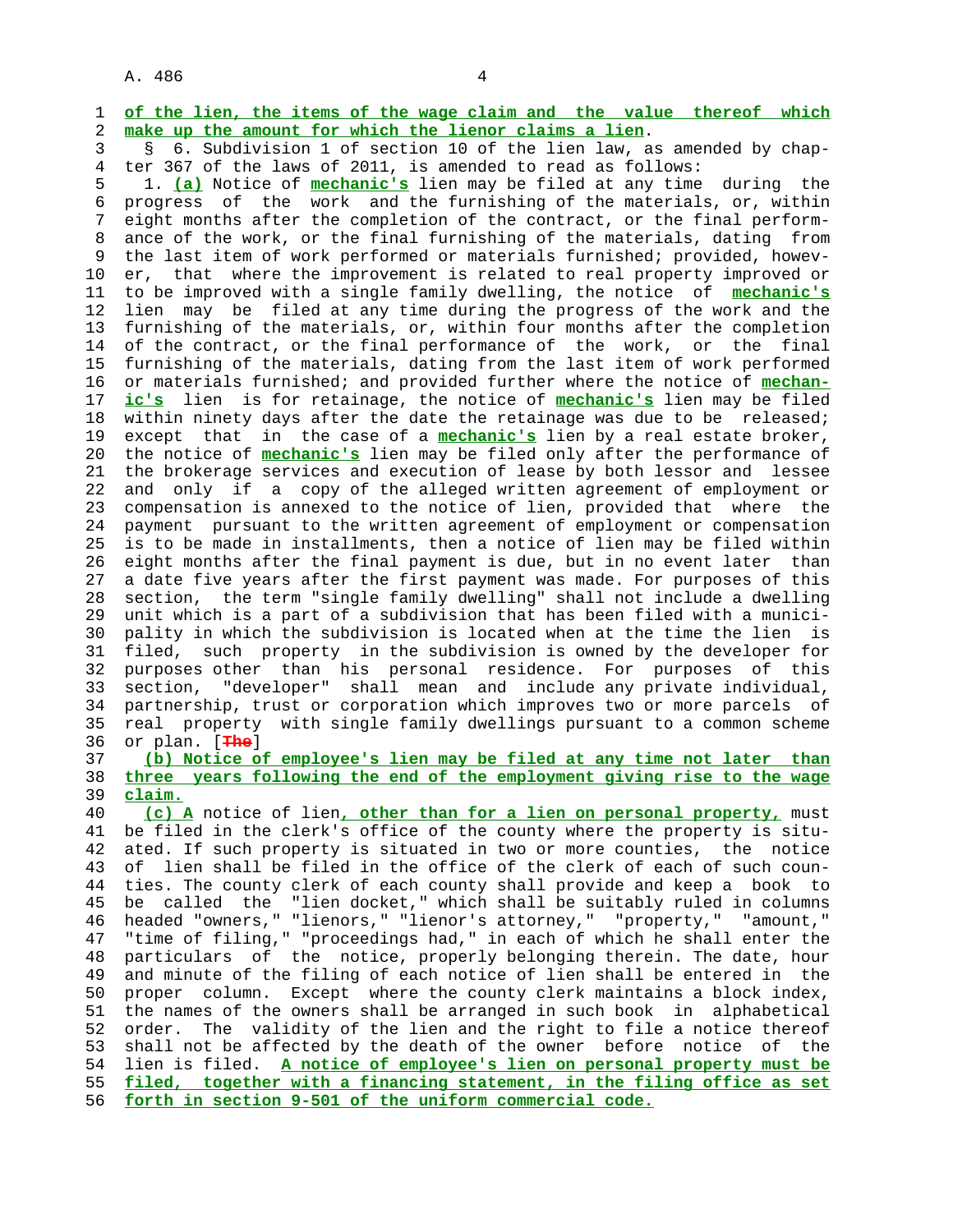of the lien, the items of the wage claim and the value thereof which make up the amount for which the lienor claims a lien.

§ 6. Subdivision 1 of section 10 of the lien law, as amended by chapter 367 of the laws of 2011, is amended to read as follows:

1. (a) Notice of mechanic's lien may be filed at any time during the progress of the work and the furnishing of the materials, or, within eight months after the completion of the contract, or the final performance of the work, or the final furnishing of the materials, dating from the last item of work performed or materials furnished; provided, however, that where the improvement is related to real property improved or to be improved with a single family dwelling, the notice of mechanic's lien may be filed at any time during the progress of the work and the furnishing of the materials, or, within four months after the completion of the contract, or the final performance of the work, or the final furnishing of the materials, dating from the last item of work performed or materials furnished; and provided further where the notice of mechanic's lien is for retainage, the notice of mechanic's lien may be filed within ninety days after the date the retainage was due to be released; except that in the case of a mechanic's lien by a real estate broker, the notice of mechanic's lien may be filed only after the performance of the brokerage services and execution of lease by both lessor and lessee and only if a copy of the alleged written agreement of employment or compensation is annexed to the notice of lien, provided that where the payment pursuant to the written agreement of employment or compensation is to be made in installments, then a notice of lien may be filed within eight months after the final payment is due, but in no event later than a date five years after the first payment was made. For purposes of this section, the term "single family dwelling" shall not include a dwelling unit which is a part of a subdivision that has been filed with a municipality in which the subdivision is located when at the time the lien is filed, such property in the subdivision is owned by the developer for purposes other than his personal residence. For purposes of this section, "developer" shall mean and include any private individual, partnership, trust or corporation which improves two or more parcels of real property with single family dwellings pursuant to a common scheme or plan. [The]

(b) Notice of employee's lien may be filed at any time not later than three years following the end of the employment giving rise to the wage claim.

(c) A notice of lien, other than for a lien on personal property, must be filed in the clerk's office of the county where the property is situated. If such property is situated in two or more counties, the notice of lien shall be filed in the office of the clerk of each of such counties. The county clerk of each county shall provide and keep a book to be called the "lien docket," which shall be suitably ruled in columns headed "owners," "lienors," "lienor's attorney," "property," "amount," "time of filing," "proceedings had," in each of which he shall enter the particulars of the notice, properly belonging therein. The date, hour and minute of the filing of each notice of lien shall be entered in the proper column. Except where the county clerk maintains a block index, the names of the owners shall be arranged in such book in alphabetical order. The validity of the lien and the right to file a notice thereof shall not be affected by the death of the owner before notice of the lien is filed. A notice of employee's lien on personal property must be filed, together with a financing statement, in the filing office as set forth in section 9-501 of the uniform commercial code.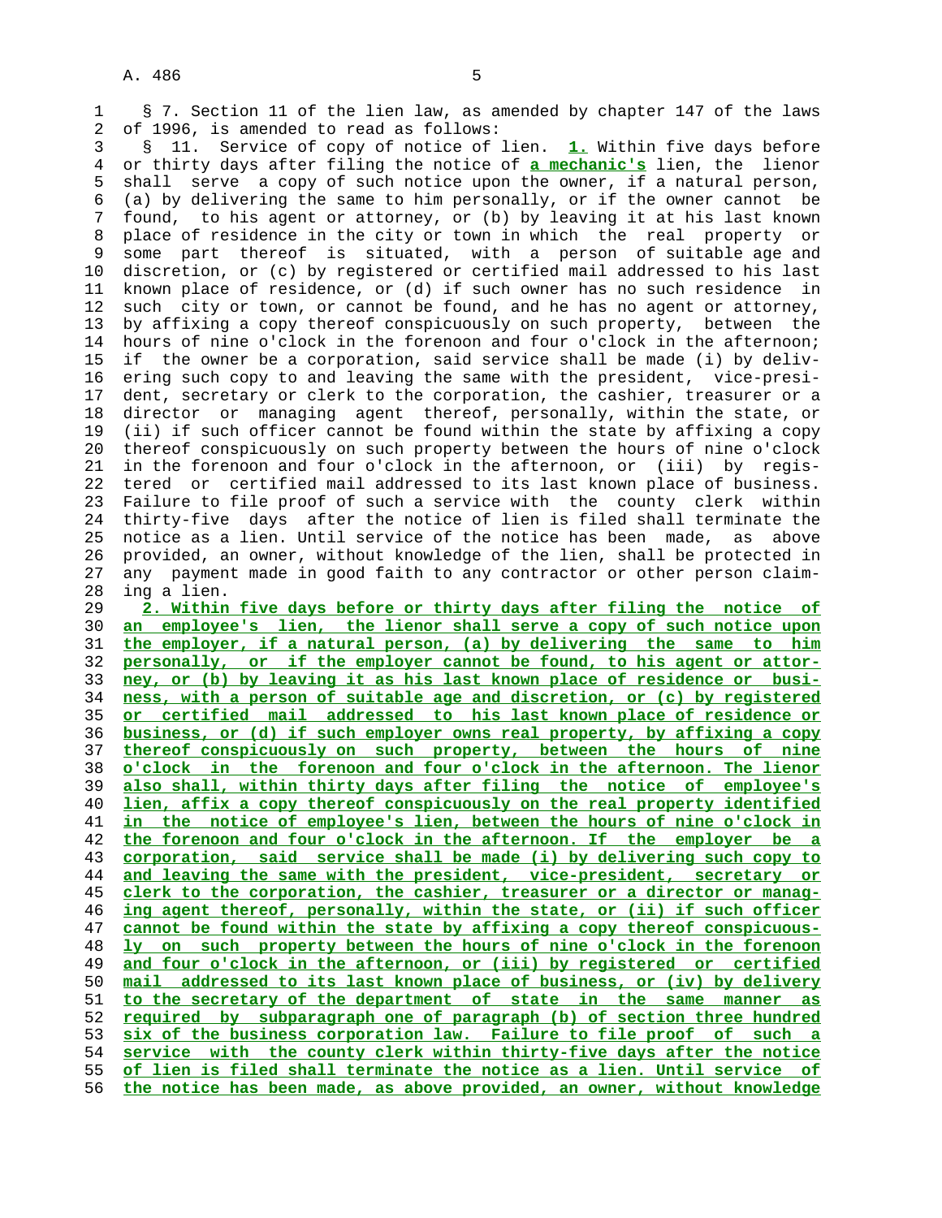§ 7. Section 11 of the lien law, as amended by chapter 147 of the laws of 1996, is amended to read as follows:

§ 11. Service of copy of notice of lien. **1.** Within five days before or thirty days after filing the notice of **a mechanic's** lien, the lienor shall serve a copy of such notice upon the owner, if a natural person, (a) by delivering the same to him personally, or if the owner cannot be found, to his agent or attorney, or (b) by leaving it at his last known place of residence in the city or town in which the real property or some part thereof is situated, with a person of suitable age and discretion, or (c) by registered or certified mail addressed to his last known place of residence, or (d) if such owner has no such residence in such city or town, or cannot be found, and he has no agent or attorney, by affixing a copy thereof conspicuously on such property, between the hours of nine o'clock in the forenoon and four o'clock in the afternoon; if the owner be a corporation, said service shall be made (i) by delivering such copy to and leaving the same with the president, vice-president, secretary or clerk to the corporation, the cashier, treasurer or a director or managing agent thereof, personally, within the state, or (ii) if such officer cannot be found within the state by affixing a copy thereof conspicuously on such property between the hours of nine o'clock in the forenoon and four o'clock in the afternoon, or (iii) by registered or certified mail addressed to its last known place of business. Failure to file proof of such a service with the county clerk within thirty-five days after the notice of lien is filed shall terminate the notice as a lien. Until service of the notice has been made, as above provided, an owner, without knowledge of the lien, shall be protected in any payment made in good faith to any contractor or other person claiming a lien.

**2. Within five days before or thirty days after filing the notice of an employee's lien, the lienor shall serve a copy of such notice upon the employer, if a natural person, (a) by delivering the same to him personally, or if the employer cannot be found, to his agent or attorney, or (b) by leaving it as his last known place of residence or business, with a person of suitable age and discretion, or (c) by registered or certified mail addressed to his last known place of residence or business, or (d) if such employer owns real property, by affixing a copy thereof conspicuously on such property, between the hours of nine o'clock in the forenoon and four o'clock in the afternoon. The lienor also shall, within thirty days after filing the notice of employee's lien, affix a copy thereof conspicuously on the real property identified in the notice of employee's lien, between the hours of nine o'clock in the forenoon and four o'clock in the afternoon. If the employer be a corporation, said service shall be made (i) by delivering such copy to and leaving the same with the president, vice-president, secretary or clerk to the corporation, the cashier, treasurer or a director or managing agent thereof, personally, within the state, or (ii) if such officer cannot be found within the state by affixing a copy thereof conspicuously on such property between the hours of nine o'clock in the forenoon and four o'clock in the afternoon, or (iii) by registered or certified mail addressed to its last known place of business, or (iv) by delivery to the secretary of the department of state in the same manner as required by subparagraph one of paragraph (b) of section three hundred six of the business corporation law. Failure to file proof of such a service with the county clerk within thirty-five days after the notice of lien is filed shall terminate the notice as a lien. Until service of the notice has been made, as above provided, an owner, without knowledge**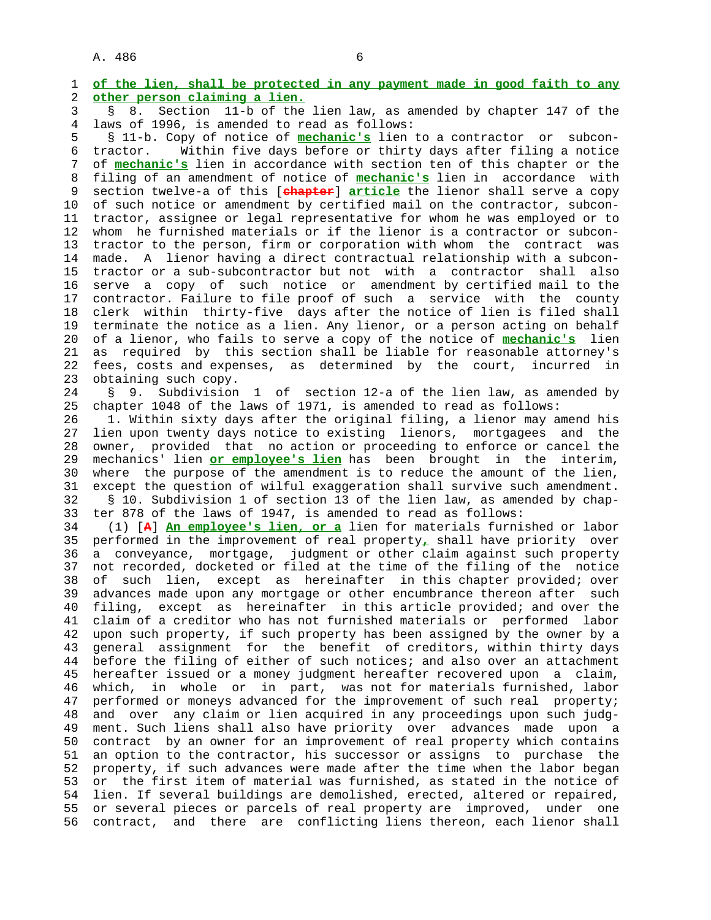of the lien, shall be protected in any payment made in good faith to any other person claiming a lien.

§ 8. Section 11-b of the lien law, as amended by chapter 147 of the laws of 1996, is amended to read as follows:

§ 11-b. Copy of notice of mechanic's lien to a contractor or subcontractor. Within five days before or thirty days after filing a notice of mechanic's lien in accordance with section ten of this chapter or the filing of an amendment of notice of mechanic's lien in accordance with section twelve-a of this [chapter] article the lienor shall serve a copy of such notice or amendment by certified mail on the contractor, subcontractor, assignee or legal representative for whom he was employed or to whom he furnished materials or if the lienor is a contractor or subcontractor to the person, firm or corporation with whom the contract was made. A lienor having a direct contractual relationship with a subcontractor or a sub-subcontractor but not with a contractor shall also serve a copy of such notice or amendment by certified mail to the contractor. Failure to file proof of such a service with the county clerk within thirty-five days after the notice of lien is filed shall terminate the notice as a lien. Any lienor, or a person acting on behalf of a lienor, who fails to serve a copy of the notice of mechanic's lien as required by this section shall be liable for reasonable attorney's fees, costs and expenses, as determined by the court, incurred in obtaining such copy.

§ 9. Subdivision 1 of section 12-a of the lien law, as amended by chapter 1048 of the laws of 1971, is amended to read as follows:

1. Within sixty days after the original filing, a lienor may amend his lien upon twenty days notice to existing lienors, mortgagees and the owner, provided that no action or proceeding to enforce or cancel the mechanics' lien or employee's lien has been brought in the interim, where the purpose of the amendment is to reduce the amount of the lien, except the question of wilful exaggeration shall survive such amendment.

§ 10. Subdivision 1 of section 13 of the lien law, as amended by chapter 878 of the laws of 1947, is amended to read as follows:

(1) [A] An employee's lien, or a lien for materials furnished or labor performed in the improvement of real property, shall have priority over a conveyance, mortgage, judgment or other claim against such property not recorded, docketed or filed at the time of the filing of the notice of such lien, except as hereinafter in this chapter provided; over advances made upon any mortgage or other encumbrance thereon after such filing, except as hereinafter in this article provided; and over the claim of a creditor who has not furnished materials or performed labor upon such property, if such property has been assigned by the owner by a general assignment for the benefit of creditors, within thirty days before the filing of either of such notices; and also over an attachment hereafter issued or a money judgment hereafter recovered upon a claim, which, in whole or in part, was not for materials furnished, labor performed or moneys advanced for the improvement of such real property; and over any claim or lien acquired in any proceedings upon such judgment. Such liens shall also have priority over advances made upon a contract by an owner for an improvement of real property which contains an option to the contractor, his successor or assigns to purchase the property, if such advances were made after the time when the labor began or the first item of material was furnished, as stated in the notice of lien. If several buildings are demolished, erected, altered or repaired, or several pieces or parcels of real property are improved, under one contract, and there are conflicting liens thereon, each lienor shall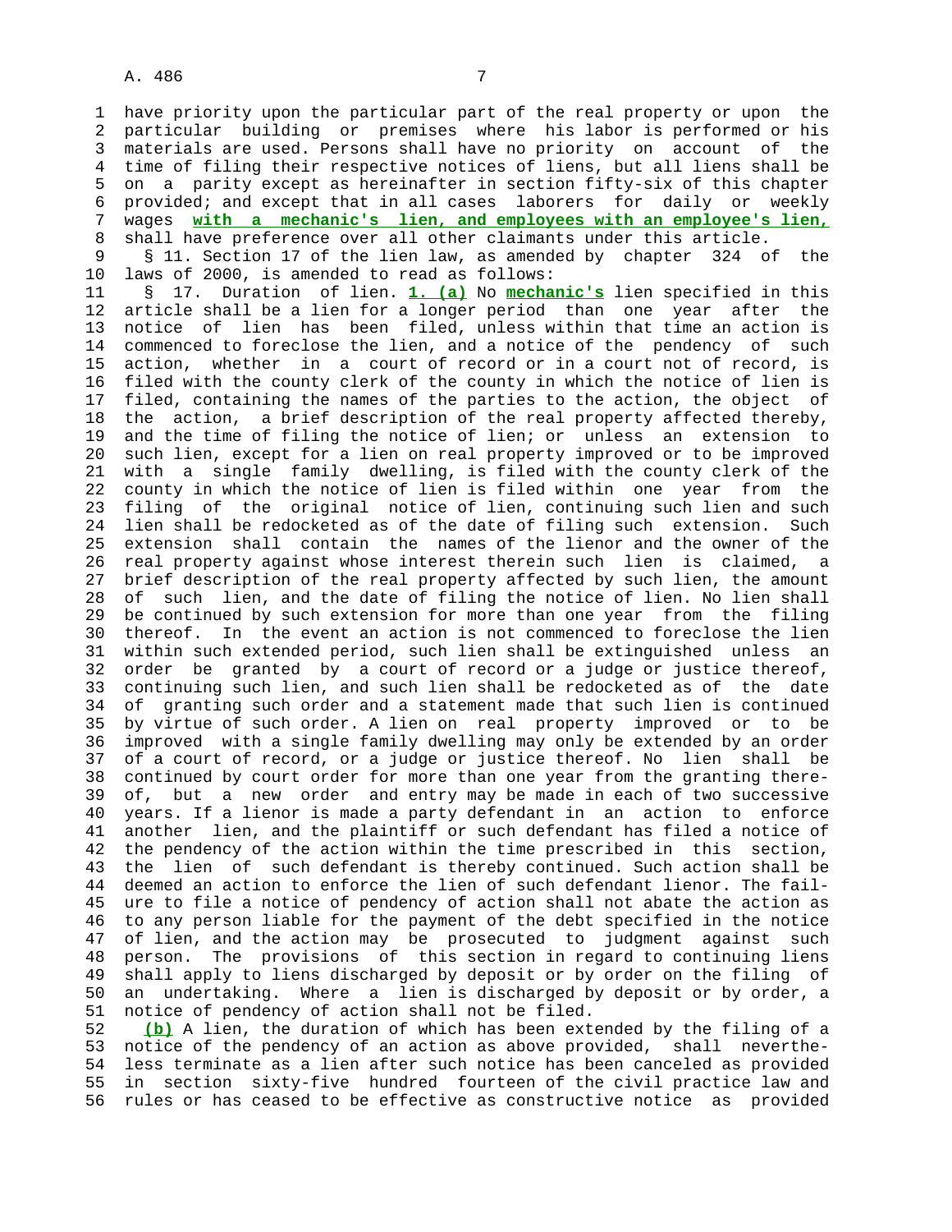have priority upon the particular part of the real property or upon the particular building or premises where his labor is performed or his materials are used. Persons shall have no priority on account of the time of filing their respective notices of liens, but all liens shall be on a parity except as hereinafter in section fifty-six of this chapter provided; and except that in all cases laborers for daily or weekly wages **with a mechanic's lien, and employees with an employee's lien,** shall have preference over all other claimants under this article.

§ 11. Section 17 of the lien law, as amended by chapter 324 of the laws of 2000, is amended to read as follows:

§ 17. Duration of lien. **1. (a)** No **mechanic's** lien specified in this article shall be a lien for a longer period than one year after the notice of lien has been filed, unless within that time an action is commenced to foreclose the lien, and a notice of the pendency of such action, whether in a court of record or in a court not of record, is filed with the county clerk of the county in which the notice of lien is filed, containing the names of the parties to the action, the object of the action, a brief description of the real property affected thereby, and the time of filing the notice of lien; or unless an extension to such lien, except for a lien on real property improved or to be improved with a single family dwelling, is filed with the county clerk of the county in which the notice of lien is filed within one year from the filing of the original notice of lien, continuing such lien and such lien shall be redocketed as of the date of filing such extension. Such extension shall contain the names of the lienor and the owner of the real property against whose interest therein such lien is claimed, a brief description of the real property affected by such lien, the amount of such lien, and the date of filing the notice of lien. No lien shall be continued by such extension for more than one year from the filing thereof. In the event an action is not commenced to foreclose the lien within such extended period, such lien shall be extinguished unless an order be granted by a court of record or a judge or justice thereof, continuing such lien, and such lien shall be redocketed as of the date of granting such order and a statement made that such lien is continued by virtue of such order. A lien on real property improved or to be improved with a single family dwelling may only be extended by an order of a court of record, or a judge or justice thereof. No lien shall be continued by court order for more than one year from the granting thereof, but a new order and entry may be made in each of two successive years. If a lienor is made a party defendant in an action to enforce another lien, and the plaintiff or such defendant has filed a notice of the pendency of the action within the time prescribed in this section, the lien of such defendant is thereby continued. Such action shall be deemed an action to enforce the lien of such defendant lienor. The failure to file a notice of pendency of action shall not abate the action as to any person liable for the payment of the debt specified in the notice of lien, and the action may be prosecuted to judgment against such person. The provisions of this section in regard to continuing liens shall apply to liens discharged by deposit or by order on the filing of an undertaking. Where a lien is discharged by deposit or by order, a notice of pendency of action shall not be filed.

**(b)** A lien, the duration of which has been extended by the filing of a notice of the pendency of an action as above provided, shall nevertheless terminate as a lien after such notice has been canceled as provided in section sixty-five hundred fourteen of the civil practice law and rules or has ceased to be effective as constructive notice as provided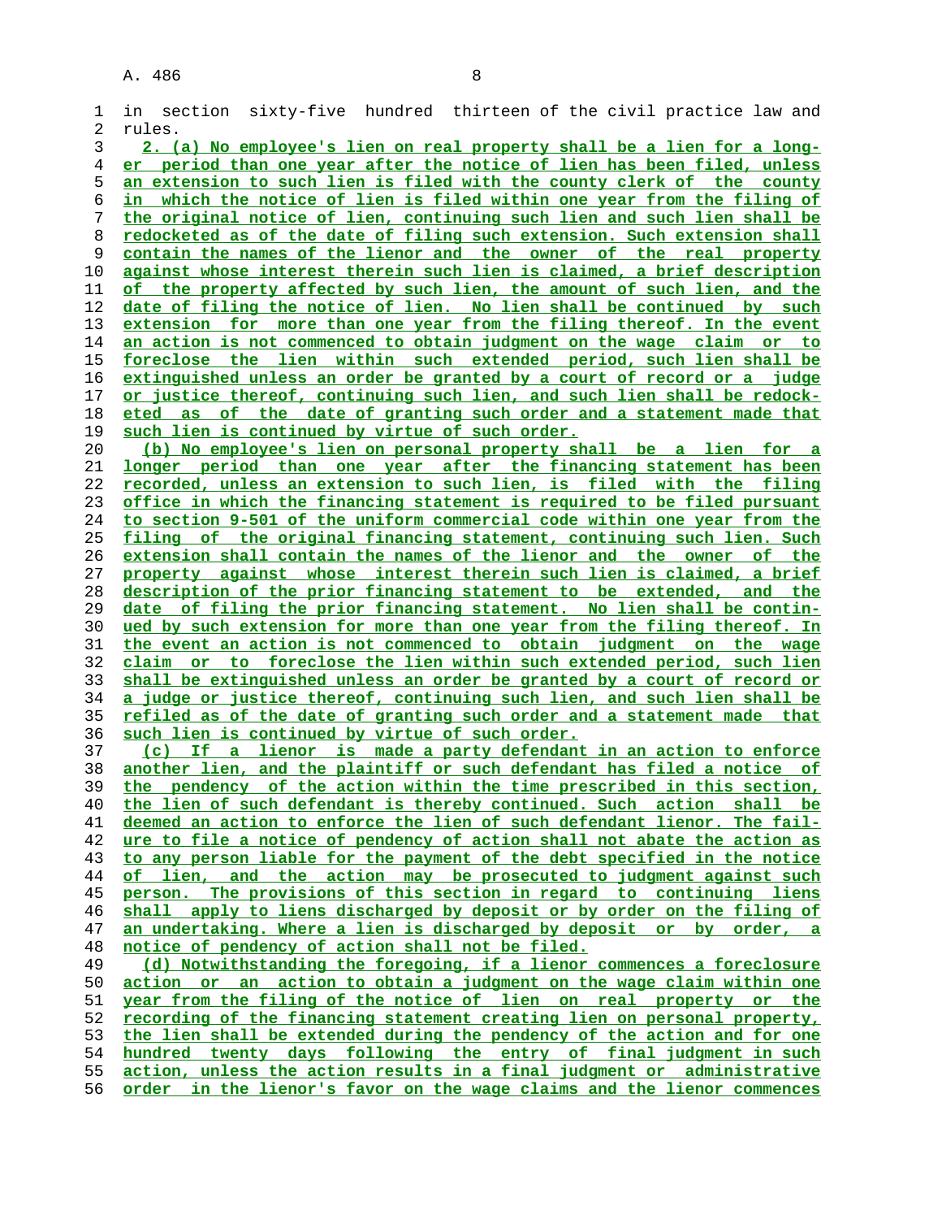in section sixty-five hundred thirteen of the civil practice law and rules.

2. (a) No employee's lien on real property shall be a lien for a longer period than one year after the notice of lien has been filed, unless an extension to such lien is filed with the county clerk of the county in which the notice of lien is filed within one year from the filing of the original notice of lien, continuing such lien and such lien shall be redocketed as of the date of filing such extension. Such extension shall contain the names of the lienor and the owner of the real property against whose interest therein such lien is claimed, a brief description of the property affected by such lien, the amount of such lien, and the date of filing the notice of lien. No lien shall be continued by such extension for more than one year from the filing thereof. In the event an action is not commenced to obtain judgment on the wage claim or to foreclose the lien within such extended period, such lien shall be extinguished unless an order be granted by a court of record or a judge or justice thereof, continuing such lien, and such lien shall be redocketed as of the date of granting such order and a statement made that such lien is continued by virtue of such order.

(b) No employee's lien on personal property shall be a lien for a longer period than one year after the financing statement has been recorded, unless an extension to such lien, is filed with the filing office in which the financing statement is required to be filed pursuant to section 9-501 of the uniform commercial code within one year from the filing of the original financing statement, continuing such lien. Such extension shall contain the names of the lienor and the owner of the property against whose interest therein such lien is claimed, a brief description of the prior financing statement to be extended, and the date of filing the prior financing statement. No lien shall be continued by such extension for more than one year from the filing thereof. In the event an action is not commenced to obtain judgment on the wage claim or to foreclose the lien within such extended period, such lien shall be extinguished unless an order be granted by a court of record or a judge or justice thereof, continuing such lien, and such lien shall be refiled as of the date of granting such order and a statement made that such lien is continued by virtue of such order.

(c) If a lienor is made a party defendant in an action to enforce another lien, and the plaintiff or such defendant has filed a notice of the pendency of the action within the time prescribed in this section, the lien of such defendant is thereby continued. Such action shall be deemed an action to enforce the lien of such defendant lienor. The failure to file a notice of pendency of action shall not abate the action as to any person liable for the payment of the debt specified in the notice of lien, and the action may be prosecuted to judgment against such person. The provisions of this section in regard to continuing liens shall apply to liens discharged by deposit or by order on the filing of an undertaking. Where a lien is discharged by deposit or by order, a notice of pendency of action shall not be filed.

(d) Notwithstanding the foregoing, if a lienor commences a foreclosure action or an action to obtain a judgment on the wage claim within one year from the filing of the notice of lien on real property or the recording of the financing statement creating lien on personal property, the lien shall be extended during the pendency of the action and for one hundred twenty days following the entry of final judgment in such action, unless the action results in a final judgment or administrative order in the lienor's favor on the wage claims and the lienor commences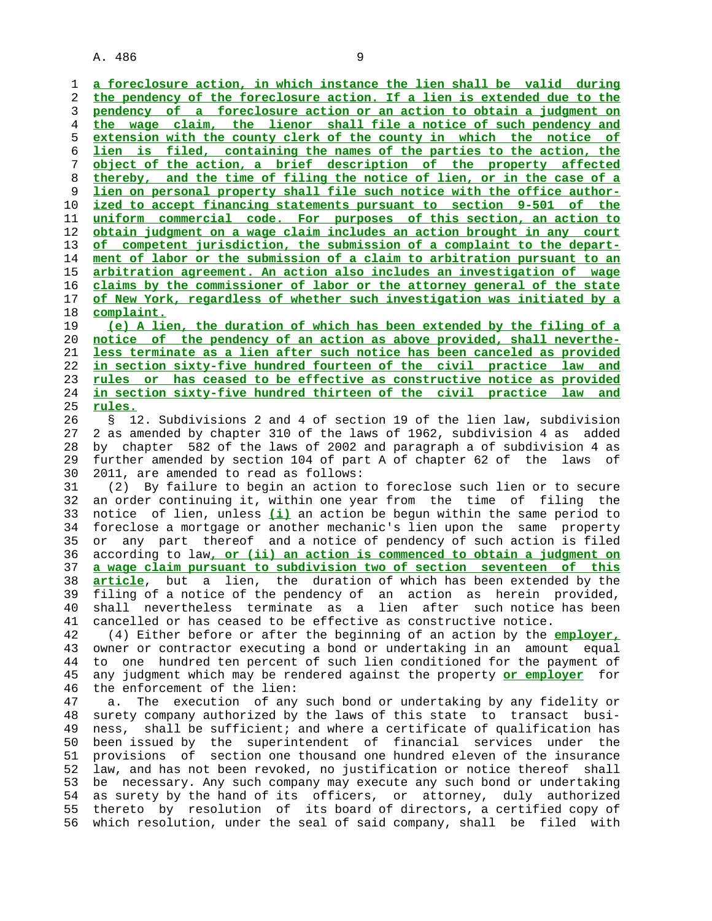a foreclosure action, in which instance the lien shall be valid during the pendency of the foreclosure action. If a lien is extended due to the pendency of a foreclosure action or an action to obtain a judgment on the wage claim, the lienor shall file a notice of such pendency and extension with the county clerk of the county in which the notice of lien is filed, containing the names of the parties to the action, the object of the action, a brief description of the property affected thereby, and the time of filing the notice of lien, or in the case of a lien on personal property shall file such notice with the office authorized to accept financing statements pursuant to section 9-501 of the uniform commercial code. For purposes of this section, an action to obtain judgment on a wage claim includes an action brought in any court of competent jurisdiction, the submission of a complaint to the department of labor or the submission of a claim to arbitration pursuant to an arbitration agreement. An action also includes an investigation of wage claims by the commissioner of labor or the attorney general of the state of New York, regardless of whether such investigation was initiated by a complaint.

(e) A lien, the duration of which has been extended by the filing of a notice of the pendency of an action as above provided, shall nevertheless terminate as a lien after such notice has been canceled as provided in section sixty-five hundred fourteen of the civil practice law and rules or has ceased to be effective as constructive notice as provided in section sixty-five hundred thirteen of the civil practice law and rules.

§ 12. Subdivisions 2 and 4 of section 19 of the lien law, subdivision 2 as amended by chapter 310 of the laws of 1962, subdivision 4 as added by chapter 582 of the laws of 2002 and paragraph a of subdivision 4 as further amended by section 104 of part A of chapter 62 of the laws of 2011, are amended to read as follows:

(2) By failure to begin an action to foreclose such lien or to secure an order continuing it, within one year from the time of filing the notice of lien, unless (i) an action be begun within the same period to foreclose a mortgage or another mechanic's lien upon the same property or any part thereof and a notice of pendency of such action is filed according to law, or (ii) an action is commenced to obtain a judgment on a wage claim pursuant to subdivision two of section seventeen of this article, but a lien, the duration of which has been extended by the filing of a notice of the pendency of an action as herein provided, shall nevertheless terminate as a lien after such notice has been cancelled or has ceased to be effective as constructive notice.

(4) Either before or after the beginning of an action by the employer, owner or contractor executing a bond or undertaking in an amount equal to one hundred ten percent of such lien conditioned for the payment of any judgment which may be rendered against the property or employer for the enforcement of the lien:

a. The execution of any such bond or undertaking by any fidelity or surety company authorized by the laws of this state to transact business, shall be sufficient; and where a certificate of qualification has been issued by the superintendent of financial services under the provisions of section one thousand one hundred eleven of the insurance law, and has not been revoked, no justification or notice thereof shall be necessary. Any such company may execute any such bond or undertaking as surety by the hand of its officers, or attorney, duly authorized thereto by resolution of its board of directors, a certified copy of which resolution, under the seal of said company, shall be filed with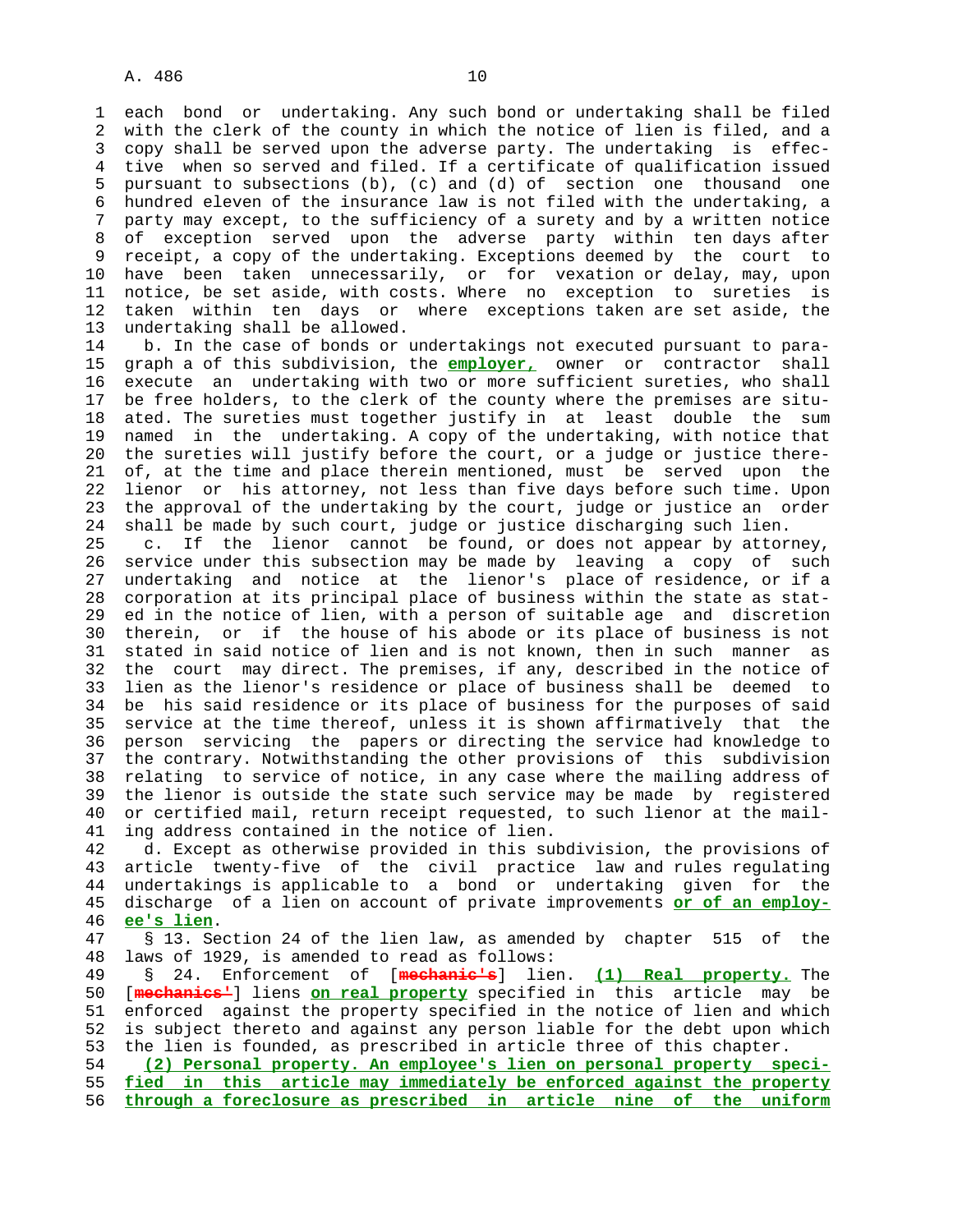each bond or undertaking. Any such bond or undertaking shall be filed with the clerk of the county in which the notice of lien is filed, and a copy shall be served upon the adverse party. The undertaking is effective when so served and filed. If a certificate of qualification issued pursuant to subsections (b), (c) and (d) of section one thousand one hundred eleven of the insurance law is not filed with the undertaking, a party may except, to the sufficiency of a surety and by a written notice of exception served upon the adverse party within ten days after receipt, a copy of the undertaking. Exceptions deemed by the court to have been taken unnecessarily, or for vexation or delay, may, upon notice, be set aside, with costs. Where no exception to sureties is taken within ten days or where exceptions taken are set aside, the undertaking shall be allowed.

b. In the case of bonds or undertakings not executed pursuant to paragraph a of this subdivision, the **employer,** owner or contractor shall execute an undertaking with two or more sufficient sureties, who shall be free holders, to the clerk of the county where the premises are situated. The sureties must together justify in at least double the sum named in the undertaking. A copy of the undertaking, with notice that the sureties will justify before the court, or a judge or justice thereof, at the time and place therein mentioned, must be served upon the lienor or his attorney, not less than five days before such time. Upon the approval of the undertaking by the court, judge or justice an order shall be made by such court, judge or justice discharging such lien.

c. If the lienor cannot be found, or does not appear by attorney, service under this subsection may be made by leaving a copy of such undertaking and notice at the lienor's place of residence, or if a corporation at its principal place of business within the state as stated in the notice of lien, with a person of suitable age and discretion therein, or if the house of his abode or its place of business is not stated in said notice of lien and is not known, then in such manner as the court may direct. The premises, if any, described in the notice of lien as the lienor's residence or place of business shall be deemed to be his said residence or its place of business for the purposes of said service at the time thereof, unless it is shown affirmatively that the person servicing the papers or directing the service had knowledge to the contrary. Notwithstanding the other provisions of this subdivision relating to service of notice, in any case where the mailing address of the lienor is outside the state such service may be made by registered or certified mail, return receipt requested, to such lienor at the mailing address contained in the notice of lien.

d. Except as otherwise provided in this subdivision, the provisions of article twenty-five of the civil practice law and rules regulating undertakings is applicable to a bond or undertaking given for the discharge of a lien on account of private improvements **or of an employee's lien**.

§ 13. Section 24 of the lien law, as amended by chapter 515 of the laws of 1929, is amended to read as follows:

§ 24. Enforcement of [~~mechanic's~~] lien. **(1) Real property.** The [~~mechanics'~~] liens **on real property** specified in this article may be enforced against the property specified in the notice of lien and which is subject thereto and against any person liable for the debt upon which the lien is founded, as prescribed in article three of this chapter.

**(2) Personal property. An employee's lien on personal property specified in this article may immediately be enforced against the property through a foreclosure as prescribed in article nine of the uniform**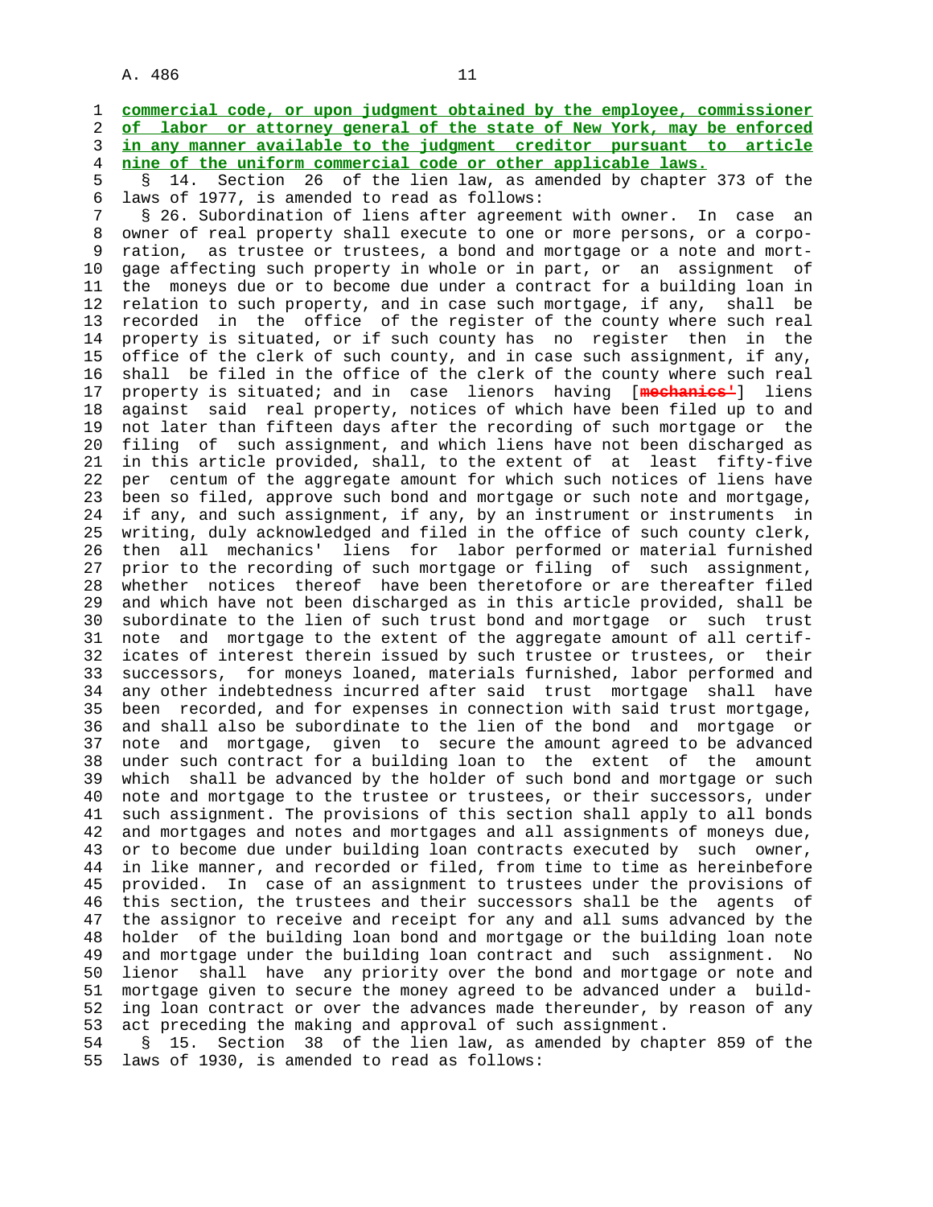**commercial code, or upon judgment obtained by the employee, commissioner of labor or attorney general of the state of New York, may be enforced in any manner available to the judgment creditor pursuant to article nine of the uniform commercial code or other applicable laws.**

§ 14. Section 26 of the lien law, as amended by chapter 373 of the laws of 1977, is amended to read as follows:

§ 26. Subordination of liens after agreement with owner. In case an owner of real property shall execute to one or more persons, or a corporation, as trustee or trustees, a bond and mortgage or a note and mortgage affecting such property in whole or in part, or an assignment of the moneys due or to become due under a contract for a building loan in relation to such property, and in case such mortgage, if any, shall be recorded in the office of the register of the county where such real property is situated, or if such county has no register then in the office of the clerk of such county, and in case such assignment, if any, shall be filed in the office of the clerk of the county where such real property is situated; and in case lienors having [~~mechanics'~~] liens against said real property, notices of which have been filed up to and not later than fifteen days after the recording of such mortgage or the filing of such assignment, and which liens have not been discharged as in this article provided, shall, to the extent of at least fifty-five per centum of the aggregate amount for which such notices of liens have been so filed, approve such bond and mortgage or such note and mortgage, if any, and such assignment, if any, by an instrument or instruments in writing, duly acknowledged and filed in the office of such county clerk, then all mechanics' liens for labor performed or material furnished prior to the recording of such mortgage or filing of such assignment, whether notices thereof have been theretofore or are thereafter filed and which have not been discharged as in this article provided, shall be subordinate to the lien of such trust bond and mortgage or such trust note and mortgage to the extent of the aggregate amount of all certificates of interest therein issued by such trustee or trustees, or their successors, for moneys loaned, materials furnished, labor performed and any other indebtedness incurred after said trust mortgage shall have been recorded, and for expenses in connection with said trust mortgage, and shall also be subordinate to the lien of the bond and mortgage or note and mortgage, given to secure the amount agreed to be advanced under such contract for a building loan to the extent of the amount which shall be advanced by the holder of such bond and mortgage or such note and mortgage to the trustee or trustees, or their successors, under such assignment. The provisions of this section shall apply to all bonds and mortgages and notes and mortgages and all assignments of moneys due, or to become due under building loan contracts executed by such owner, in like manner, and recorded or filed, from time to time as hereinbefore provided. In case of an assignment to trustees under the provisions of this section, the trustees and their successors shall be the agents of the assignor to receive and receipt for any and all sums advanced by the holder of the building loan bond and mortgage or the building loan note and mortgage under the building loan contract and such assignment. No lienor shall have any priority over the bond and mortgage or note and mortgage given to secure the money agreed to be advanced under a building loan contract or over the advances made thereunder, by reason of any act preceding the making and approval of such assignment.

§ 15. Section 38 of the lien law, as amended by chapter 859 of the laws of 1930, is amended to read as follows: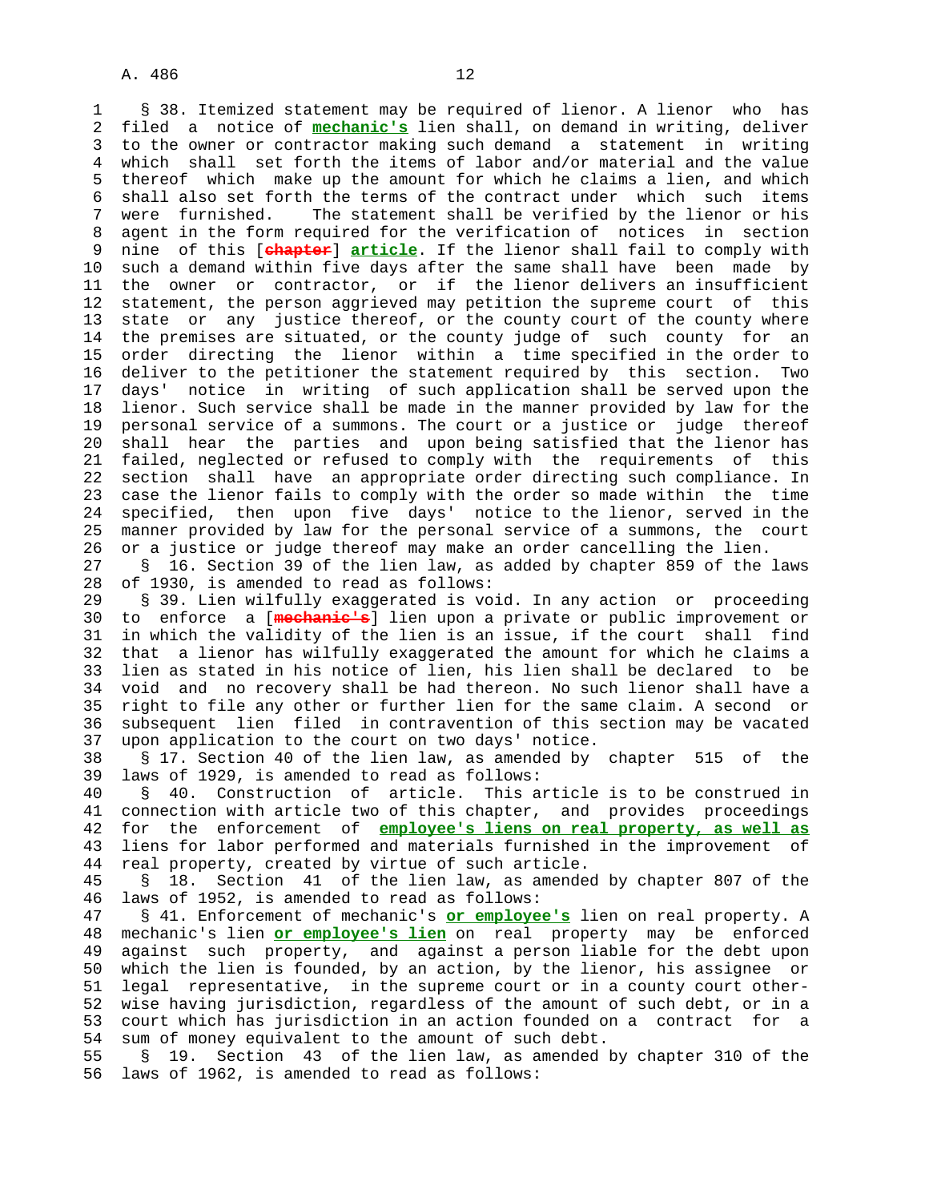§ 38. Itemized statement may be required of lienor. A lienor who has filed a notice of **mechanic's** lien shall, on demand in writing, deliver to the owner or contractor making such demand a statement in writing which shall set forth the items of labor and/or material and the value thereof which make up the amount for which he claims a lien, and which shall also set forth the terms of the contract under which such items were furnished. The statement shall be verified by the lienor or his agent in the form required for the verification of notices in section nine of this [~~chapter~~] **article**. If the lienor shall fail to comply with such a demand within five days after the same shall have been made by the owner or contractor, or if the lienor delivers an insufficient statement, the person aggrieved may petition the supreme court of this state or any justice thereof, or the county court of the county where the premises are situated, or the county judge of such county for an order directing the lienor within a time specified in the order to deliver to the petitioner the statement required by this section. Two days' notice in writing of such application shall be served upon the lienor. Such service shall be made in the manner provided by law for the personal service of a summons. The court or a justice or judge thereof shall hear the parties and upon being satisfied that the lienor has failed, neglected or refused to comply with the requirements of this section shall have an appropriate order directing such compliance. In case the lienor fails to comply with the order so made within the time specified, then upon five days' notice to the lienor, served in the manner provided by law for the personal service of a summons, the court or a justice or judge thereof may make an order cancelling the lien.

§ 16. Section 39 of the lien law, as added by chapter 859 of the laws of 1930, is amended to read as follows:

§ 39. Lien wilfully exaggerated is void. In any action or proceeding to enforce a [~~mechanic's~~] lien upon a private or public improvement or in which the validity of the lien is an issue, if the court shall find that a lienor has wilfully exaggerated the amount for which he claims a lien as stated in his notice of lien, his lien shall be declared to be void and no recovery shall be had thereon. No such lienor shall have a right to file any other or further lien for the same claim. A second or subsequent lien filed in contravention of this section may be vacated upon application to the court on two days' notice.

§ 17. Section 40 of the lien law, as amended by chapter 515 of the laws of 1929, is amended to read as follows:

§ 40. Construction of article. This article is to be construed in connection with article two of this chapter, and provides proceedings for the enforcement of **employee's liens on real property, as well as** liens for labor performed and materials furnished in the improvement of real property, created by virtue of such article.

§ 18. Section 41 of the lien law, as amended by chapter 807 of the laws of 1952, is amended to read as follows:

§ 41. Enforcement of mechanic's **or employee's** lien on real property. A mechanic's lien **or employee's lien** on real property may be enforced against such property, and against a person liable for the debt upon which the lien is founded, by an action, by the lienor, his assignee or legal representative, in the supreme court or in a county court otherwise having jurisdiction, regardless of the amount of such debt, or in a court which has jurisdiction in an action founded on a contract for a sum of money equivalent to the amount of such debt.

§ 19. Section 43 of the lien law, as amended by chapter 310 of the laws of 1962, is amended to read as follows: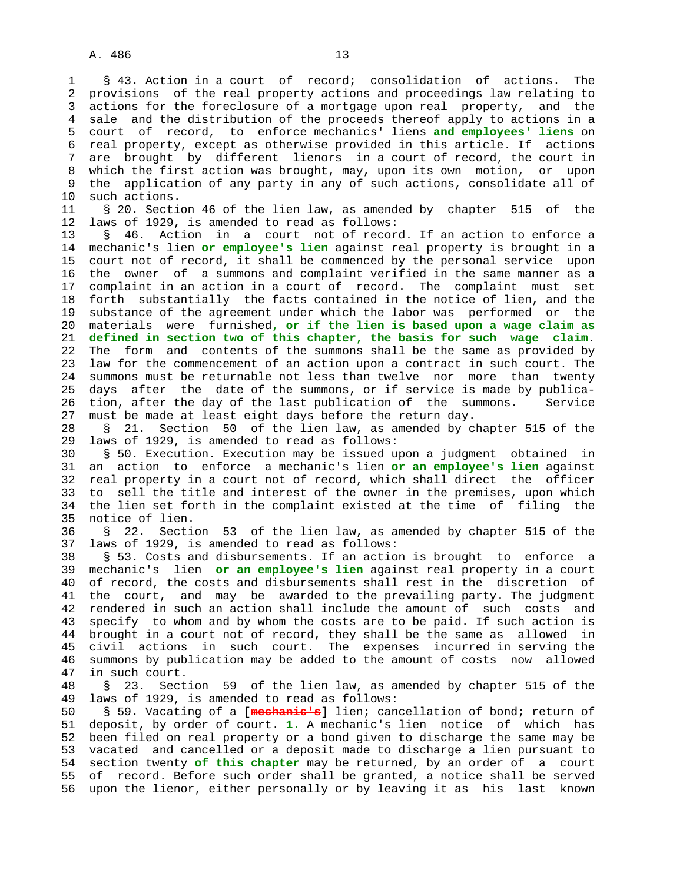§ 43. Action in a court of record; consolidation of actions. The provisions of the real property actions and proceedings law relating to actions for the foreclosure of a mortgage upon real property, and the sale and the distribution of the proceeds thereof apply to actions in a court of record, to enforce mechanics' liens **and employees' liens** on real property, except as otherwise provided in this article. If actions are brought by different lienors in a court of record, the court in which the first action was brought, may, upon its own motion, or upon the application of any party in any of such actions, consolidate all of such actions.

§ 20. Section 46 of the lien law, as amended by chapter 515 of the laws of 1929, is amended to read as follows:

§ 46. Action in a court not of record. If an action to enforce a mechanic's lien **or employee's lien** against real property is brought in a court not of record, it shall be commenced by the personal service upon the owner of a summons and complaint verified in the same manner as a complaint in an action in a court of record. The complaint must set forth substantially the facts contained in the notice of lien, and the substance of the agreement under which the labor was performed or the materials were furnished**, or if the lien is based upon a wage claim as defined in section two of this chapter, the basis for such wage claim**. The form and contents of the summons shall be the same as provided by law for the commencement of an action upon a contract in such court. The summons must be returnable not less than twelve nor more than twenty days after the date of the summons, or if service is made by publication, after the day of the last publication of the summons. Service must be made at least eight days before the return day.

§ 21. Section 50 of the lien law, as amended by chapter 515 of the laws of 1929, is amended to read as follows:

§ 50. Execution. Execution may be issued upon a judgment obtained in an action to enforce a mechanic's lien **or an employee's lien** against real property in a court not of record, which shall direct the officer to sell the title and interest of the owner in the premises, upon which the lien set forth in the complaint existed at the time of filing the notice of lien.

§ 22. Section 53 of the lien law, as amended by chapter 515 of the laws of 1929, is amended to read as follows:

§ 53. Costs and disbursements. If an action is brought to enforce a mechanic's lien **or an employee's lien** against real property in a court of record, the costs and disbursements shall rest in the discretion of the court, and may be awarded to the prevailing party. The judgment rendered in such an action shall include the amount of such costs and specify to whom and by whom the costs are to be paid. If such action is brought in a court not of record, they shall be the same as allowed in civil actions in such court. The expenses incurred in serving the summons by publication may be added to the amount of costs now allowed in such court.

§ 23. Section 59 of the lien law, as amended by chapter 515 of the laws of 1929, is amended to read as follows:

§ 59. Vacating of a [~~mechanic's~~] lien; cancellation of bond; return of deposit, by order of court. **1.** A mechanic's lien notice of which has been filed on real property or a bond given to discharge the same may be vacated and cancelled or a deposit made to discharge a lien pursuant to section twenty **of this chapter** may be returned, by an order of a court of record. Before such order shall be granted, a notice shall be served upon the lienor, either personally or by leaving it as his last known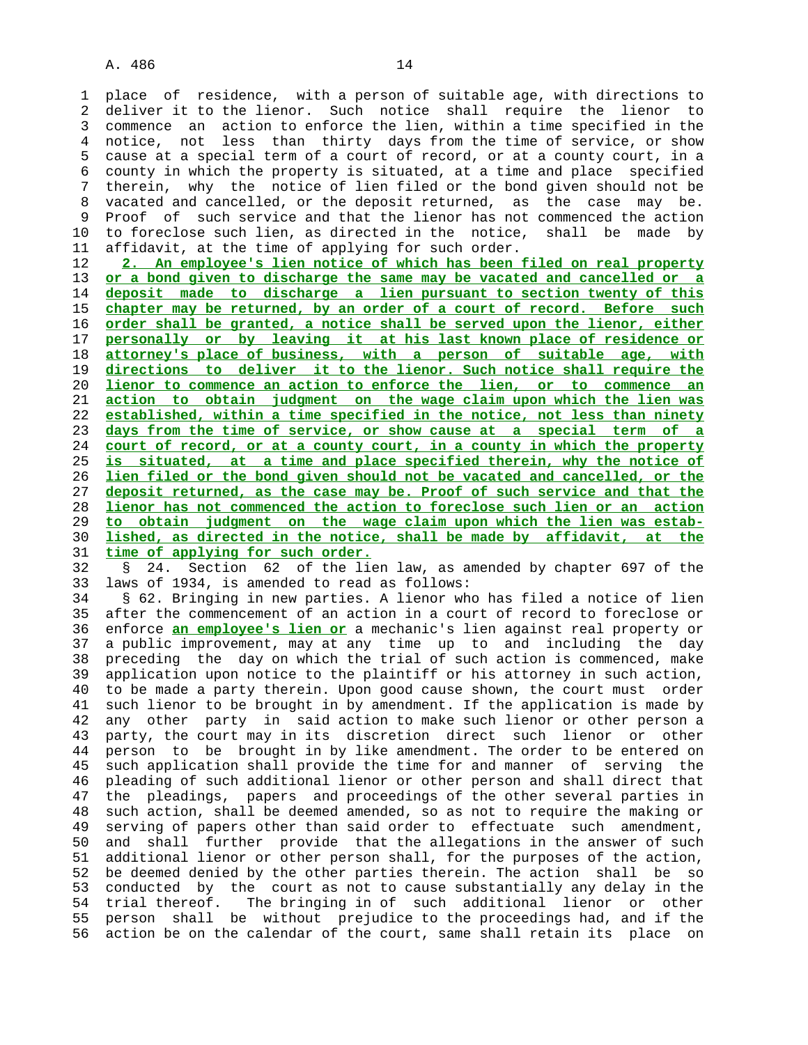place of residence, with a person of suitable age, with directions to deliver it to the lienor. Such notice shall require the lienor to commence an action to enforce the lien, within a time specified in the notice, not less than thirty days from the time of service, or show cause at a special term of a court of record, or at a county court, in a county in which the property is situated, at a time and place specified therein, why the notice of lien filed or the bond given should not be vacated and cancelled, or the deposit returned, as the case may be. Proof of such service and that the lienor has not commenced the action to foreclose such lien, as directed in the notice, shall be made by affidavit, at the time of applying for such order.

2. An employee's lien notice of which has been filed on real property or a bond given to discharge the same may be vacated and cancelled or a deposit made to discharge a lien pursuant to section twenty of this chapter may be returned, by an order of a court of record. Before such order shall be granted, a notice shall be served upon the lienor, either personally or by leaving it at his last known place of residence or attorney's place of business, with a person of suitable age, with directions to deliver it to the lienor. Such notice shall require the lienor to commence an action to enforce the lien, or to commence an action to obtain judgment on the wage claim upon which the lien was established, within a time specified in the notice, not less than ninety days from the time of service, or show cause at a special term of a court of record, or at a county court, in a county in which the property is situated, at a time and place specified therein, why the notice of lien filed or the bond given should not be vacated and cancelled, or the deposit returned, as the case may be. Proof of such service and that the lienor has not commenced the action to foreclose such lien or an action to obtain judgment on the wage claim upon which the lien was established, as directed in the notice, shall be made by affidavit, at the time of applying for such order.

§ 24. Section 62 of the lien law, as amended by chapter 697 of the laws of 1934, is amended to read as follows:

§ 62. Bringing in new parties. A lienor who has filed a notice of lien after the commencement of an action in a court of record to foreclose or enforce an employee's lien or a mechanic's lien against real property or a public improvement, may at any time up to and including the day preceding the day on which the trial of such action is commenced, make application upon notice to the plaintiff or his attorney in such action, to be made a party therein. Upon good cause shown, the court must order such lienor to be brought in by amendment. If the application is made by any other party in said action to make such lienor or other person a party, the court may in its discretion direct such lienor or other person to be brought in by like amendment. The order to be entered on such application shall provide the time for and manner of serving the pleading of such additional lienor or other person and shall direct that the pleadings, papers and proceedings of the other several parties in such action, shall be deemed amended, so as not to require the making or serving of papers other than said order to effectuate such amendment, and shall further provide that the allegations in the answer of such additional lienor or other person shall, for the purposes of the action, be deemed denied by the other parties therein. The action shall be so conducted by the court as not to cause substantially any delay in the trial thereof. The bringing in of such additional lienor or other person shall be without prejudice to the proceedings had, and if the action be on the calendar of the court, same shall retain its place on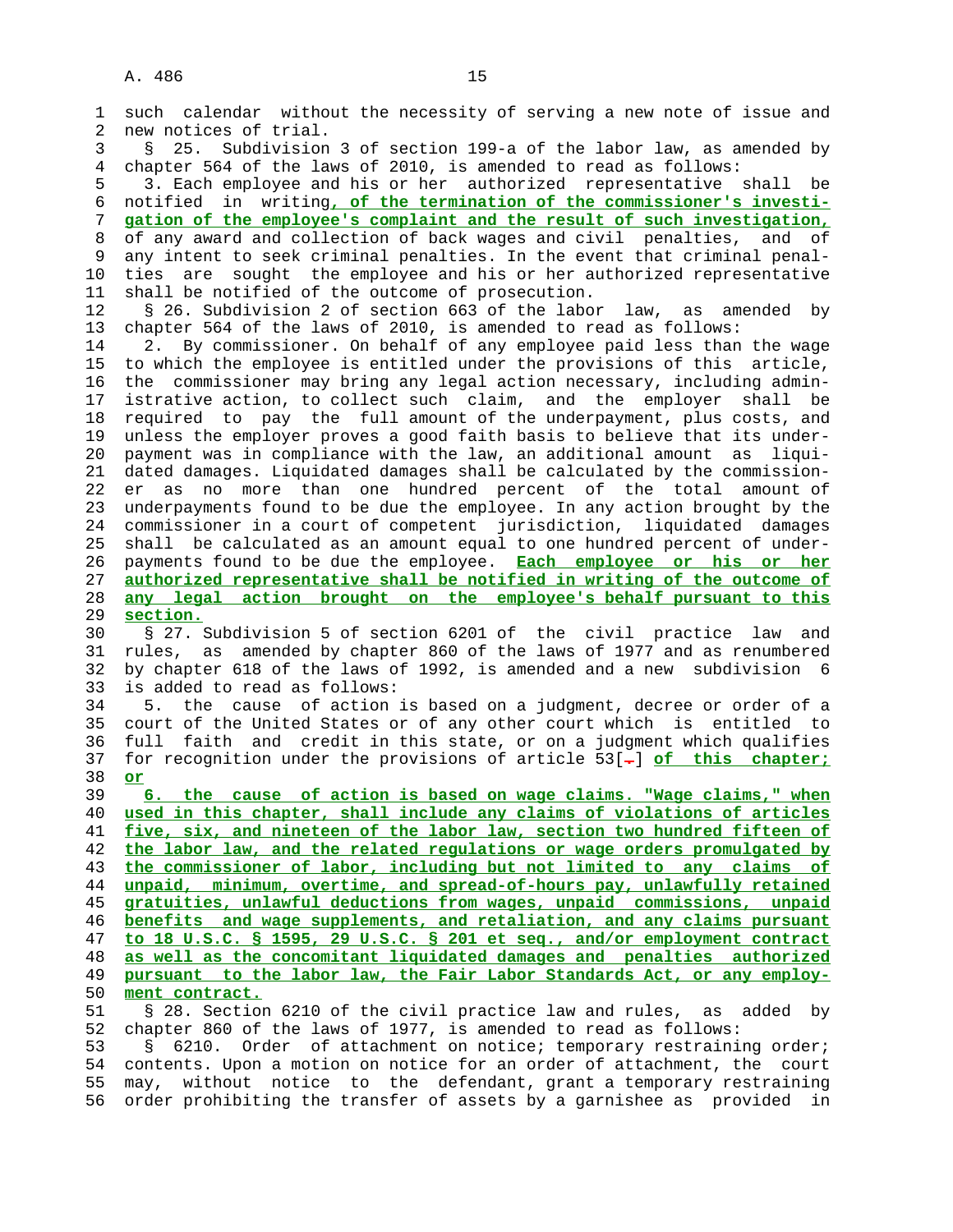such calendar without the necessity of serving a new note of issue and new notices of trial.

§ 25. Subdivision 3 of section 199-a of the labor law, as amended by chapter 564 of the laws of 2010, is amended to read as follows:

3. Each employee and his or her authorized representative shall be notified in writing**, of the termination of the commissioner's investigation of the employee's complaint and the result of such investigation,** of any award and collection of back wages and civil penalties, and of any intent to seek criminal penalties. In the event that criminal penalties are sought the employee and his or her authorized representative shall be notified of the outcome of prosecution.

§ 26. Subdivision 2 of section 663 of the labor law, as amended by chapter 564 of the laws of 2010, is amended to read as follows:

2. By commissioner. On behalf of any employee paid less than the wage to which the employee is entitled under the provisions of this article, the commissioner may bring any legal action necessary, including administrative action, to collect such claim, and the employer shall be required to pay the full amount of the underpayment, plus costs, and unless the employer proves a good faith basis to believe that its underpayment was in compliance with the law, an additional amount as liquidated damages. Liquidated damages shall be calculated by the commissioner as no more than one hundred percent of the total amount of underpayments found to be due the employee. In any action brought by the commissioner in a court of competent jurisdiction, liquidated damages shall be calculated as an amount equal to one hundred percent of underpayments found to be due the employee. **Each employee or his or her authorized representative shall be notified in writing of the outcome of any legal action brought on the employee's behalf pursuant to this section.**

§ 27. Subdivision 5 of section 6201 of the civil practice law and rules, as amended by chapter 860 of the laws of 1977 and as renumbered by chapter 618 of the laws of 1992, is amended and a new subdivision 6 is added to read as follows:

5. the cause of action is based on a judgment, decree or order of a court of the United States or of any other court which is entitled to full faith and credit in this state, or on a judgment which qualifies for recognition under the provisions of article 53[.] **of this chapter; or**

**6. the cause of action is based on wage claims. "Wage claims," when used in this chapter, shall include any claims of violations of articles five, six, and nineteen of the labor law, section two hundred fifteen of the labor law, and the related regulations or wage orders promulgated by the commissioner of labor, including but not limited to any claims of unpaid, minimum, overtime, and spread-of-hours pay, unlawfully retained gratuities, unlawful deductions from wages, unpaid commissions, unpaid benefits and wage supplements, and retaliation, and any claims pursuant to 18 U.S.C. § 1595, 29 U.S.C. § 201 et seq., and/or employment contract as well as the concomitant liquidated damages and penalties authorized pursuant to the labor law, the Fair Labor Standards Act, or any employment contract.**

§ 28. Section 6210 of the civil practice law and rules, as added by chapter 860 of the laws of 1977, is amended to read as follows:

§ 6210. Order of attachment on notice; temporary restraining order; contents. Upon a motion on notice for an order of attachment, the court may, without notice to the defendant, grant a temporary restraining order prohibiting the transfer of assets by a garnishee as provided in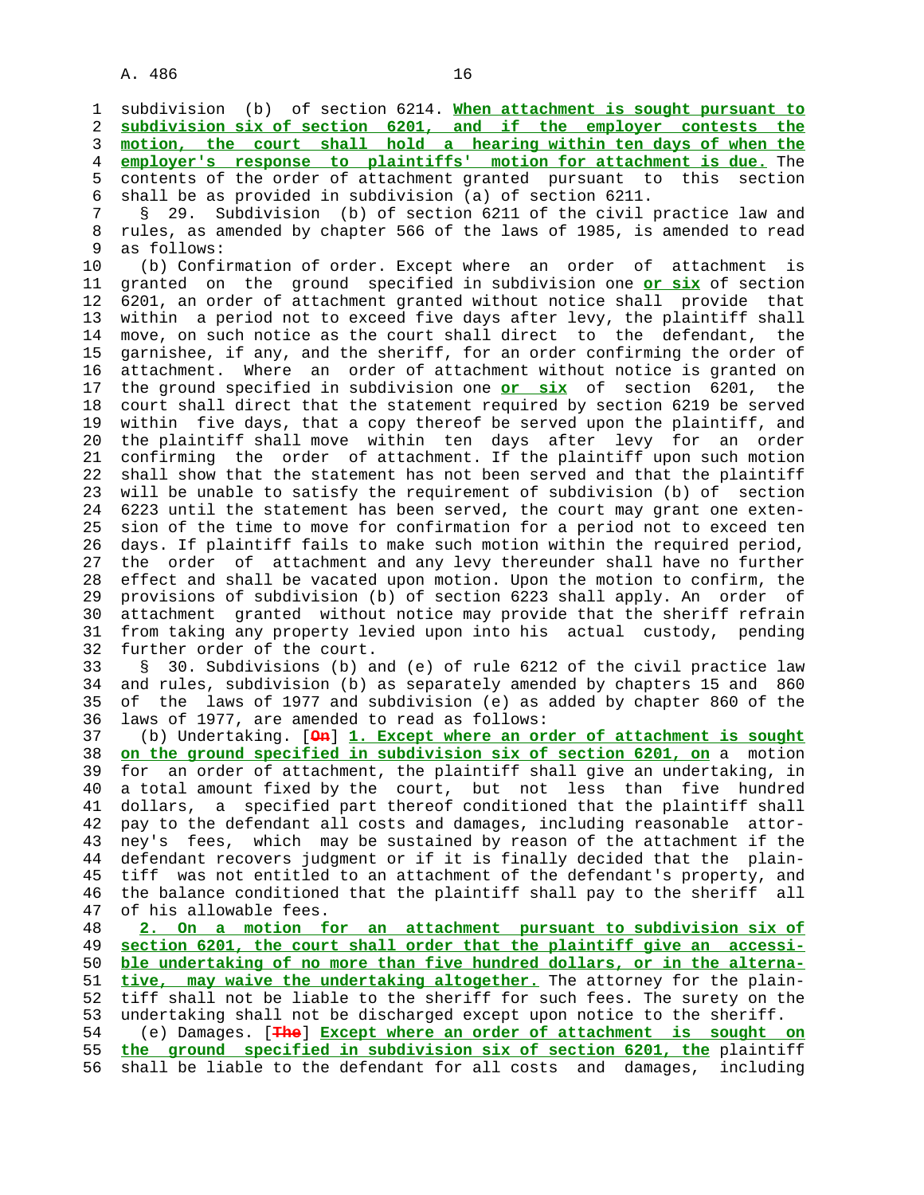subdivision (b) of section 6214. **When attachment is sought pursuant to subdivision six of section 6201, and if the employer contests the motion, the court shall hold a hearing within ten days of when the employer's response to plaintiffs' motion for attachment is due.** The contents of the order of attachment granted pursuant to this section shall be as provided in subdivision (a) of section 6211.

§ 29. Subdivision (b) of section 6211 of the civil practice law and rules, as amended by chapter 566 of the laws of 1985, is amended to read as follows:

(b) Confirmation of order. Except where an order of attachment is granted on the ground specified in subdivision one **or six** of section 6201, an order of attachment granted without notice shall provide that within a period not to exceed five days after levy, the plaintiff shall move, on such notice as the court shall direct to the defendant, the garnishee, if any, and the sheriff, for an order confirming the order of attachment. Where an order of attachment without notice is granted on the ground specified in subdivision one **or six** of section 6201, the court shall direct that the statement required by section 6219 be served within five days, that a copy thereof be served upon the plaintiff, and the plaintiff shall move within ten days after levy for an order confirming the order of attachment. If the plaintiff upon such motion shall show that the statement has not been served and that the plaintiff will be unable to satisfy the requirement of subdivision (b) of section 6223 until the statement has been served, the court may grant one extension of the time to move for confirmation for a period not to exceed ten days. If plaintiff fails to make such motion within the required period, the order of attachment and any levy thereunder shall have no further effect and shall be vacated upon motion. Upon the motion to confirm, the provisions of subdivision (b) of section 6223 shall apply. An order of attachment granted without notice may provide that the sheriff refrain from taking any property levied upon into his actual custody, pending further order of the court.

§ 30. Subdivisions (b) and (e) of rule 6212 of the civil practice law and rules, subdivision (b) as separately amended by chapters 15 and 860 of the laws of 1977 and subdivision (e) as added by chapter 860 of the laws of 1977, are amended to read as follows:

(b) Undertaking. [~~On~~] **1. Except where an order of attachment is sought on the ground specified in subdivision six of section 6201, on** a motion for an order of attachment, the plaintiff shall give an undertaking, in a total amount fixed by the court, but not less than five hundred dollars, a specified part thereof conditioned that the plaintiff shall pay to the defendant all costs and damages, including reasonable attorney's fees, which may be sustained by reason of the attachment if the defendant recovers judgment or if it is finally decided that the plaintiff was not entitled to an attachment of the defendant's property, and the balance conditioned that the plaintiff shall pay to the sheriff all of his allowable fees.

**2. On a motion for an attachment pursuant to subdivision six of section 6201, the court shall order that the plaintiff give an accessible undertaking of no more than five hundred dollars, or in the alternative, may waive the undertaking altogether.** The attorney for the plaintiff shall not be liable to the sheriff for such fees. The surety on the undertaking shall not be discharged except upon notice to the sheriff.

(e) Damages. [~~The~~] **Except where an order of attachment is sought on the ground specified in subdivision six of section 6201, the** plaintiff shall be liable to the defendant for all costs and damages, including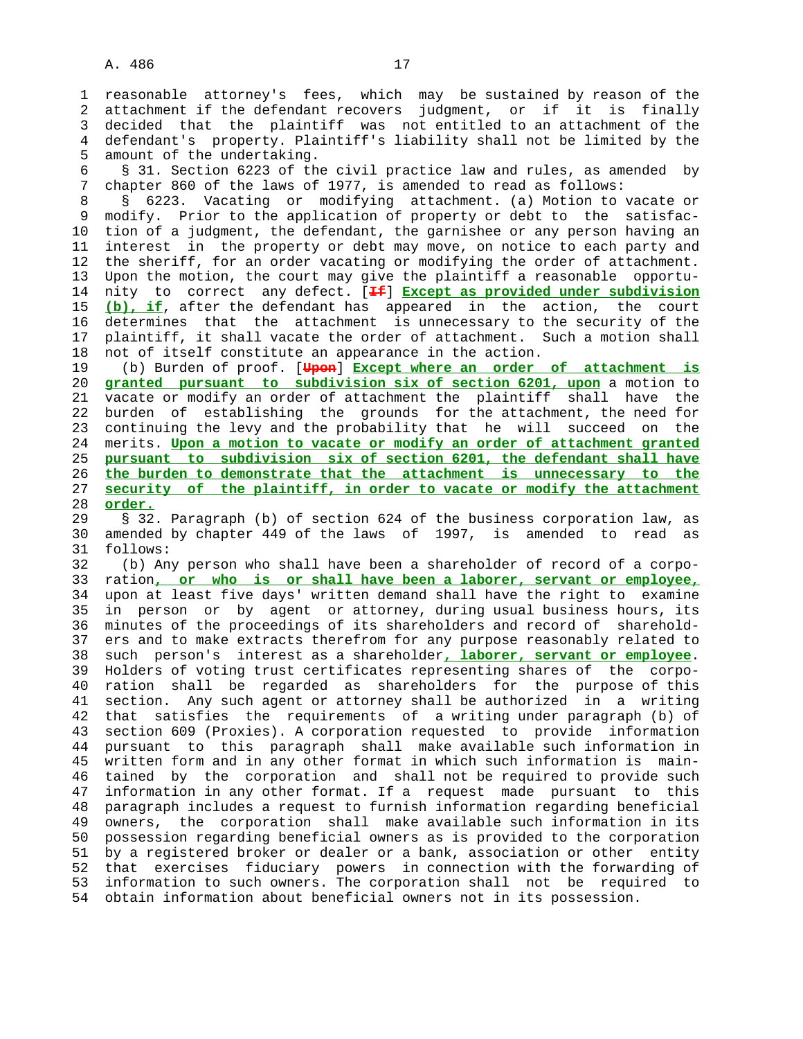reasonable attorney's fees, which may be sustained by reason of the attachment if the defendant recovers judgment, or if it is finally decided that the plaintiff was not entitled to an attachment of the defendant's property. Plaintiff's liability shall not be limited by the amount of the undertaking.

§ 31. Section 6223 of the civil practice law and rules, as amended by chapter 860 of the laws of 1977, is amended to read as follows:

§ 6223. Vacating or modifying attachment. (a) Motion to vacate or modify. Prior to the application of property or debt to the satisfaction of a judgment, the defendant, the garnishee or any person having an interest in the property or debt may move, on notice to each party and the sheriff, for an order vacating or modifying the order of attachment. Upon the motion, the court may give the plaintiff a reasonable opportunity to correct any defect. [~~If~~] **Except as provided under subdivision (b), if**, after the defendant has appeared in the action, the court determines that the attachment is unnecessary to the security of the plaintiff, it shall vacate the order of attachment. Such a motion shall not of itself constitute an appearance in the action.

(b) Burden of proof. [~~Upon~~] **Except where an order of attachment is granted pursuant to subdivision six of section 6201, upon** a motion to vacate or modify an order of attachment the plaintiff shall have the burden of establishing the grounds for the attachment, the need for continuing the levy and the probability that he will succeed on the merits. **Upon a motion to vacate or modify an order of attachment granted pursuant to subdivision six of section 6201, the defendant shall have the burden to demonstrate that the attachment is unnecessary to the security of the plaintiff, in order to vacate or modify the attachment order.**

§ 32. Paragraph (b) of section 624 of the business corporation law, as amended by chapter 449 of the laws of 1997, is amended to read as follows:

(b) Any person who shall have been a shareholder of record of a corporation**, or who is or shall have been a laborer, servant or employee,** upon at least five days' written demand shall have the right to examine in person or by agent or attorney, during usual business hours, its minutes of the proceedings of its shareholders and record of shareholders and to make extracts therefrom for any purpose reasonably related to such person's interest as a shareholder**, laborer, servant or employee**. Holders of voting trust certificates representing shares of the corporation shall be regarded as shareholders for the purpose of this section. Any such agent or attorney shall be authorized in a writing that satisfies the requirements of a writing under paragraph (b) of section 609 (Proxies). A corporation requested to provide information pursuant to this paragraph shall make available such information in written form and in any other format in which such information is maintained by the corporation and shall not be required to provide such information in any other format. If a request made pursuant to this paragraph includes a request to furnish information regarding beneficial owners, the corporation shall make available such information in its possession regarding beneficial owners as is provided to the corporation by a registered broker or dealer or a bank, association or other entity that exercises fiduciary powers in connection with the forwarding of information to such owners. The corporation shall not be required to obtain information about beneficial owners not in its possession.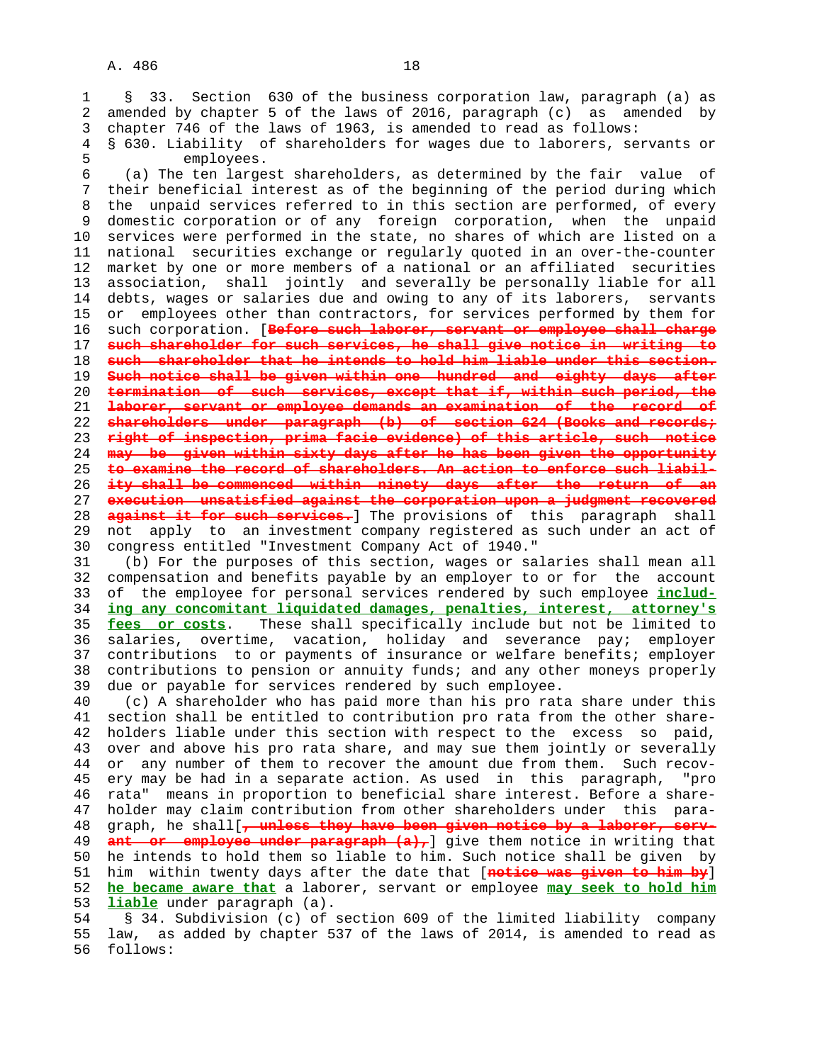§ 33. Section 630 of the business corporation law, paragraph (a) as amended by chapter 5 of the laws of 2016, paragraph (c) as amended by chapter 746 of the laws of 1963, is amended to read as follows:

§ 630. Liability of shareholders for wages due to laborers, servants or employees.

(a) The ten largest shareholders, as determined by the fair value of their beneficial interest as of the beginning of the period during which the unpaid services referred to in this section are performed, of every domestic corporation or of any foreign corporation, when the unpaid services were performed in the state, no shares of which are listed on a national securities exchange or regularly quoted in an over-the-counter market by one or more members of a national or an affiliated securities association, shall jointly and severally be personally liable for all debts, wages or salaries due and owing to any of its laborers, servants or employees other than contractors, for services performed by them for such corporation. [~~Before such laborer, servant or employee shall charge such shareholder for such services, he shall give notice in writing to such shareholder that he intends to hold him liable under this section. Such notice shall be given within one hundred and eighty days after termination of such services, except that if, within such period, the laborer, servant or employee demands an examination of the record of shareholders under paragraph (b) of section 624 (Books and records; right of inspection, prima facie evidence) of this article, such notice may be given within sixty days after he has been given the opportunity to examine the record of shareholders. An action to enforce such liability shall be commenced within ninety days after the return of an execution unsatisfied against the corporation upon a judgment recovered against it for such services.~~] The provisions of this paragraph shall not apply to an investment company registered as such under an act of congress entitled "Investment Company Act of 1940."

(b) For the purposes of this section, wages or salaries shall mean all compensation and benefits payable by an employer to or for the account of the employee for personal services rendered by such employee **including any concomitant liquidated damages, penalties, interest, attorney's fees or costs**. These shall specifically include but not be limited to salaries, overtime, vacation, holiday and severance pay; employer contributions to or payments of insurance or welfare benefits; employer contributions to pension or annuity funds; and any other moneys properly due or payable for services rendered by such employee.

(c) A shareholder who has paid more than his pro rata share under this section shall be entitled to contribution pro rata from the other shareholders liable under this section with respect to the excess so paid, over and above his pro rata share, and may sue them jointly or severally or any number of them to recover the amount due from them. Such recovery may be had in a separate action. As used in this paragraph, "pro rata" means in proportion to beneficial share interest. Before a shareholder may claim contribution from other shareholders under this paragraph, he shall[~~, unless they have been given notice by a laborer, servant or employee under paragraph (a),~~] give them notice in writing that he intends to hold them so liable to him. Such notice shall be given by him within twenty days after the date that [~~notice was given to him by~~] **he became aware that** a laborer, servant or employee **may seek to hold him liable** under paragraph (a).

§ 34. Subdivision (c) of section 609 of the limited liability company law, as added by chapter 537 of the laws of 2014, is amended to read as follows: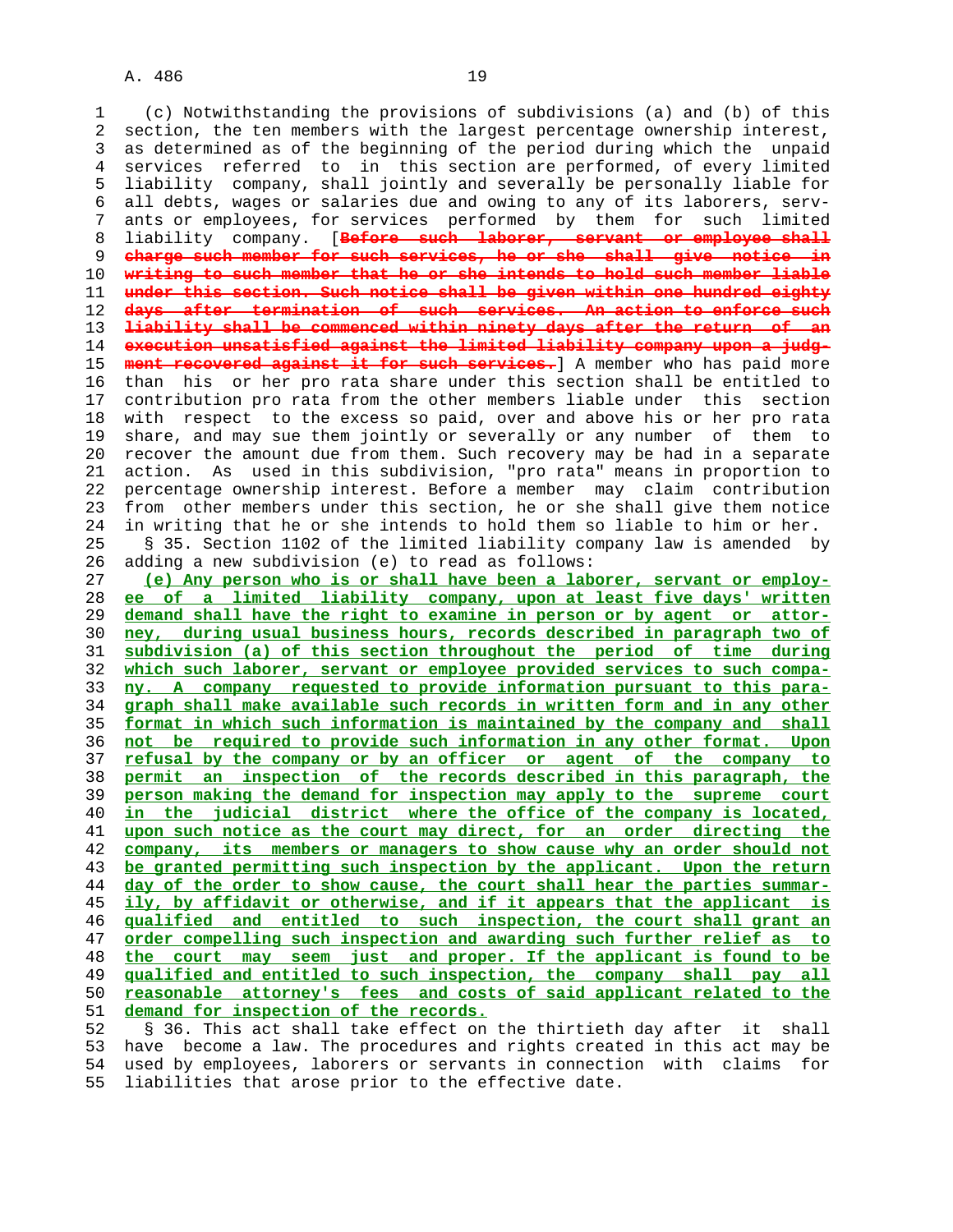(c) Notwithstanding the provisions of subdivisions (a) and (b) of this section, the ten members with the largest percentage ownership interest, as determined as of the beginning of the period during which the unpaid services referred to in this section are performed, of every limited liability company, shall jointly and severally be personally liable for all debts, wages or salaries due and owing to any of its laborers, servants or employees, for services performed by them for such limited liability company. [~~Before such laborer, servant or employee shall charge such member for such services, he or she shall give notice in writing to such member that he or she intends to hold such member liable under this section. Such notice shall be given within one hundred eighty days after termination of such services. An action to enforce such liability shall be commenced within ninety days after the return of an execution unsatisfied against the limited liability company upon a judgment recovered against it for such services.~~] A member who has paid more than his or her pro rata share under this section shall be entitled to contribution pro rata from the other members liable under this section with respect to the excess so paid, over and above his or her pro rata share, and may sue them jointly or severally or any number of them to recover the amount due from them. Such recovery may be had in a separate action. As used in this subdivision, "pro rata" means in proportion to percentage ownership interest. Before a member may claim contribution from other members under this section, he or she shall give them notice in writing that he or she intends to hold them so liable to him or her.

§ 35. Section 1102 of the limited liability company law is amended by adding a new subdivision (e) to read as follows:

<u>(e) Any person who is or shall have been a laborer, servant or employee of a limited liability company, upon at least five days' written demand shall have the right to examine in person or by agent or attorney, during usual business hours, records described in paragraph two of subdivision (a) of this section throughout the period of time during which such laborer, servant or employee provided services to such company. A company requested to provide information pursuant to this paragraph shall make available such records in written form and in any other format in which such information is maintained by the company and shall not be required to provide such information in any other format. Upon refusal by the company or by an officer or agent of the company to permit an inspection of the records described in this paragraph, the person making the demand for inspection may apply to the supreme court in the judicial district where the office of the company is located, upon such notice as the court may direct, for an order directing the company, its members or managers to show cause why an order should not be granted permitting such inspection by the applicant. Upon the return day of the order to show cause, the court shall hear the parties summarily, by affidavit or otherwise, and if it appears that the applicant is qualified and entitled to such inspection, the court shall grant an order compelling such inspection and awarding such further relief as to the court may seem just and proper. If the applicant is found to be qualified and entitled to such inspection, the company shall pay all reasonable attorney's fees and costs of said applicant related to the demand for inspection of the records.</u>

§ 36. This act shall take effect on the thirtieth day after it shall have become a law. The procedures and rights created in this act may be used by employees, laborers or servants in connection with claims for liabilities that arose prior to the effective date.